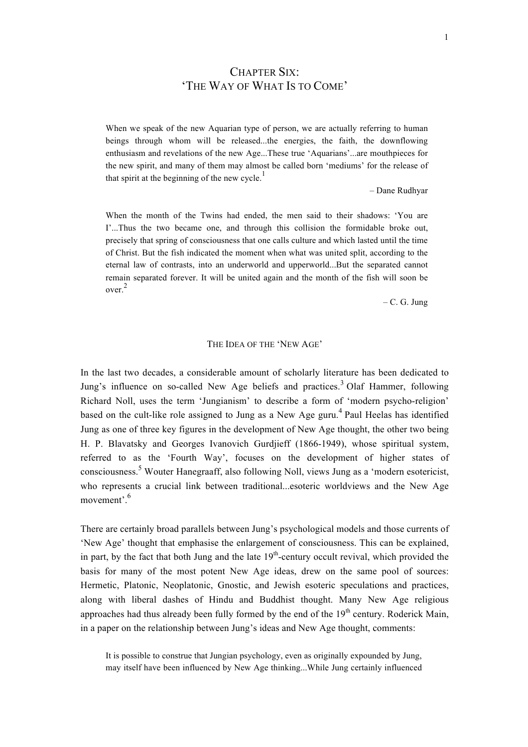# Chapter Six: 'The Way of What Is to Come'

> When we speak of the new Aquarian type of person, we are actually referring to human beings through whom will be released...the energies, the faith, the downflowing enthusiasm and revelations of the new Age...These true 'Aquarians'...are mouthpieces for the new spirit, and many of them may almost be called born 'mediums' for the release of that spirit at the beginning of the new cycle.[1]
>
> – Dane Rudhyar

> When the month of the Twins had ended, the men said to their shadows: 'You are I'...Thus the two became one, and through this collision the formidable broke out, precisely that spring of consciousness that one calls culture and which lasted until the time of Christ. But the fish indicated the moment when what was united split, according to the eternal law of contrasts, into an underworld and upperworld...But the separated cannot remain separated forever. It will be united again and the month of the fish will soon be over.[2]
>
> – C. G. Jung

## The Idea of the 'New Age'

In the last two decades, a considerable amount of scholarly literature has been dedicated to Jung's influence on so-called New Age beliefs and practices.[3] Olaf Hammer, following Richard Noll, uses the term 'Jungianism' to describe a form of 'modern psycho-religion' based on the cult-like role assigned to Jung as a New Age guru.[4] Paul Heelas has identified Jung as one of three key figures in the development of New Age thought, the other two being H. P. Blavatsky and Georges Ivanovich Gurdjieff (1866-1949), whose spiritual system, referred to as the 'Fourth Way', focuses on the development of higher states of consciousness.[5] Wouter Hanegraaff, also following Noll, views Jung as a 'modern esotericist, who represents a crucial link between traditional...esoteric worldviews and the New Age movement'.[6]

There are certainly broad parallels between Jung's psychological models and those currents of 'New Age' thought that emphasise the enlargement of consciousness. This can be explained, in part, by the fact that both Jung and the late 19th-century occult revival, which provided the basis for many of the most potent New Age ideas, drew on the same pool of sources: Hermetic, Platonic, Neoplatonic, Gnostic, and Jewish esoteric speculations and practices, along with liberal dashes of Hindu and Buddhist thought. Many New Age religious approaches had thus already been fully formed by the end of the 19th century. Roderick Main, in a paper on the relationship between Jung's ideas and New Age thought, comments:

> It is possible to construe that Jungian psychology, even as originally expounded by Jung, may itself have been influenced by New Age thinking...While Jung certainly influenced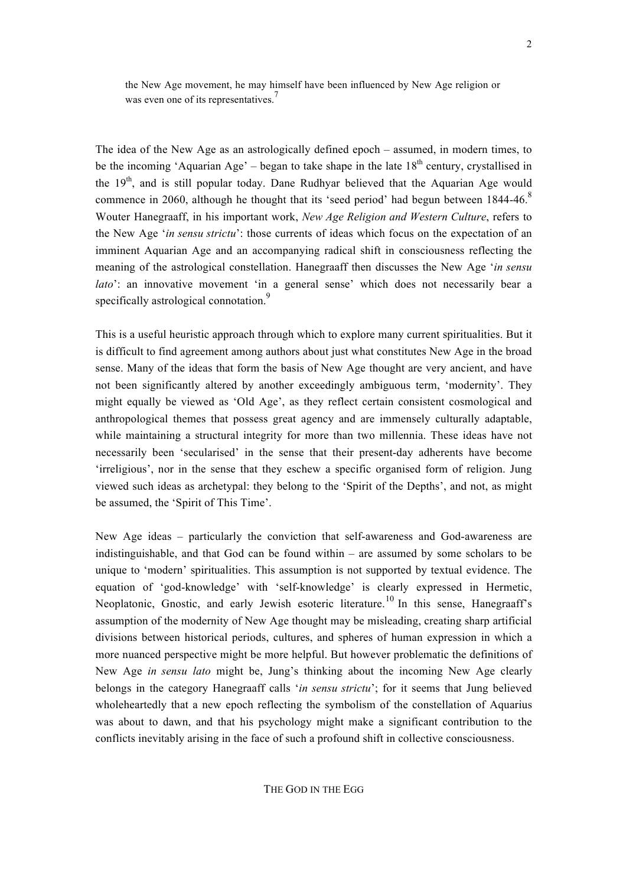> the New Age movement, he may himself have been influenced by New Age religion or was even one of its representatives.[7]

The idea of the New Age as an astrologically defined epoch – assumed, in modern times, to be the incoming 'Aquarian Age' – began to take shape in the late 18th century, crystallised in the 19th, and is still popular today. Dane Rudhyar believed that the Aquarian Age would commence in 2060, although he thought that its 'seed period' had begun between 1844-46.[8] Wouter Hanegraaff, in his important work, *New Age Religion and Western Culture*, refers to the New Age '*in sensu strictu*': those currents of ideas which focus on the expectation of an imminent Aquarian Age and an accompanying radical shift in consciousness reflecting the meaning of the astrological constellation. Hanegraaff then discusses the New Age '*in sensu lato*': an innovative movement 'in a general sense' which does not necessarily bear a specifically astrological connotation.[9]

This is a useful heuristic approach through which to explore many current spiritualities. But it is difficult to find agreement among authors about just what constitutes New Age in the broad sense. Many of the ideas that form the basis of New Age thought are very ancient, and have not been significantly altered by another exceedingly ambiguous term, 'modernity'. They might equally be viewed as 'Old Age', as they reflect certain consistent cosmological and anthropological themes that possess great agency and are immensely culturally adaptable, while maintaining a structural integrity for more than two millennia. These ideas have not necessarily been 'secularised' in the sense that their present-day adherents have become 'irreligious', nor in the sense that they eschew a specific organised form of religion. Jung viewed such ideas as archetypal: they belong to the 'Spirit of the Depths', and not, as might be assumed, the 'Spirit of This Time'.

New Age ideas – particularly the conviction that self-awareness and God-awareness are indistinguishable, and that God can be found within – are assumed by some scholars to be unique to 'modern' spiritualities. This assumption is not supported by textual evidence. The equation of 'god-knowledge' with 'self-knowledge' is clearly expressed in Hermetic, Neoplatonic, Gnostic, and early Jewish esoteric literature.[10] In this sense, Hanegraaff's assumption of the modernity of New Age thought may be misleading, creating sharp artificial divisions between historical periods, cultures, and spheres of human expression in which a more nuanced perspective might be more helpful. But however problematic the definitions of New Age *in sensu lato* might be, Jung's thinking about the incoming New Age clearly belongs in the category Hanegraaff calls '*in sensu strictu*'; for it seems that Jung believed wholeheartedly that a new epoch reflecting the symbolism of the constellation of Aquarius was about to dawn, and that his psychology might make a significant contribution to the conflicts inevitably arising in the face of such a profound shift in collective consciousness.

## THE GOD IN THE EGG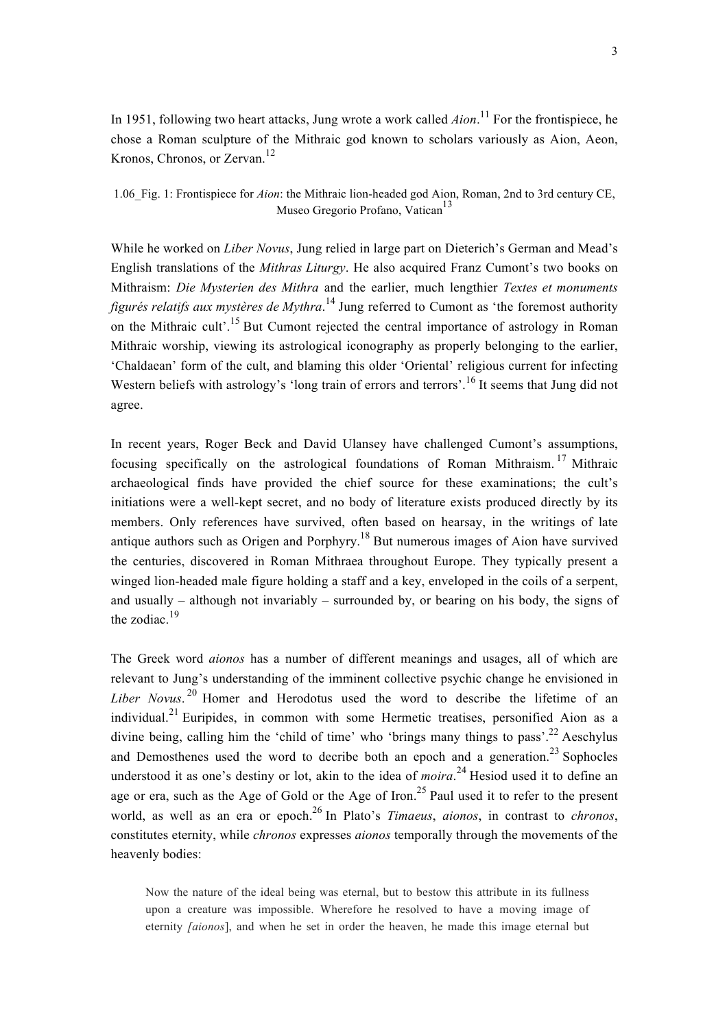In 1951, following two heart attacks, Jung wrote a work called *Aion*.[11] For the frontispiece, he chose a Roman sculpture of the Mithraic god known to scholars variously as Aion, Aeon, Kronos, Chronos, or Zervan.[12]

1.06_Fig. 1: Frontispiece for *Aion*: the Mithraic lion-headed god Aion, Roman, 2nd to 3rd century CE, Museo Gregorio Profano, Vatican[13]

While he worked on *Liber Novus*, Jung relied in large part on Dieterich's German and Mead's English translations of the *Mithras Liturgy*. He also acquired Franz Cumont's two books on Mithraism: *Die Mysterien des Mithra* and the earlier, much lengthier *Textes et monuments figurés relatifs aux mystères de Mythra*.[14] Jung referred to Cumont as 'the foremost authority on the Mithraic cult'.[15] But Cumont rejected the central importance of astrology in Roman Mithraic worship, viewing its astrological iconography as properly belonging to the earlier, 'Chaldaean' form of the cult, and blaming this older 'Oriental' religious current for infecting Western beliefs with astrology's 'long train of errors and terrors'.[16] It seems that Jung did not agree.

In recent years, Roger Beck and David Ulansey have challenged Cumont's assumptions, focusing specifically on the astrological foundations of Roman Mithraism.[17] Mithraic archaeological finds have provided the chief source for these examinations; the cult's initiations were a well-kept secret, and no body of literature exists produced directly by its members. Only references have survived, often based on hearsay, in the writings of late antique authors such as Origen and Porphyry.[18] But numerous images of Aion have survived the centuries, discovered in Roman Mithraea throughout Europe. They typically present a winged lion-headed male figure holding a staff and a key, enveloped in the coils of a serpent, and usually – although not invariably – surrounded by, or bearing on his body, the signs of the zodiac.[19]

The Greek word *aionos* has a number of different meanings and usages, all of which are relevant to Jung's understanding of the imminent collective psychic change he envisioned in *Liber Novus*.[20] Homer and Herodotus used the word to describe the lifetime of an individual.[21] Euripides, in common with some Hermetic treatises, personified Aion as a divine being, calling him the 'child of time' who 'brings many things to pass'.[22] Aeschylus and Demosthenes used the word to decribe both an epoch and a generation.[23] Sophocles understood it as one's destiny or lot, akin to the idea of *moira*.[24] Hesiod used it to define an age or era, such as the Age of Gold or the Age of Iron.[25] Paul used it to refer to the present world, as well as an era or epoch.[26] In Plato's *Timaeus*, *aionos*, in contrast to *chronos*, constitutes eternity, while *chronos* expresses *aionos* temporally through the movements of the heavenly bodies:

> Now the nature of the ideal being was eternal, but to bestow this attribute in its fullness upon a creature was impossible. Wherefore he resolved to have a moving image of eternity *[aionos*], and when he set in order the heaven, he made this image eternal but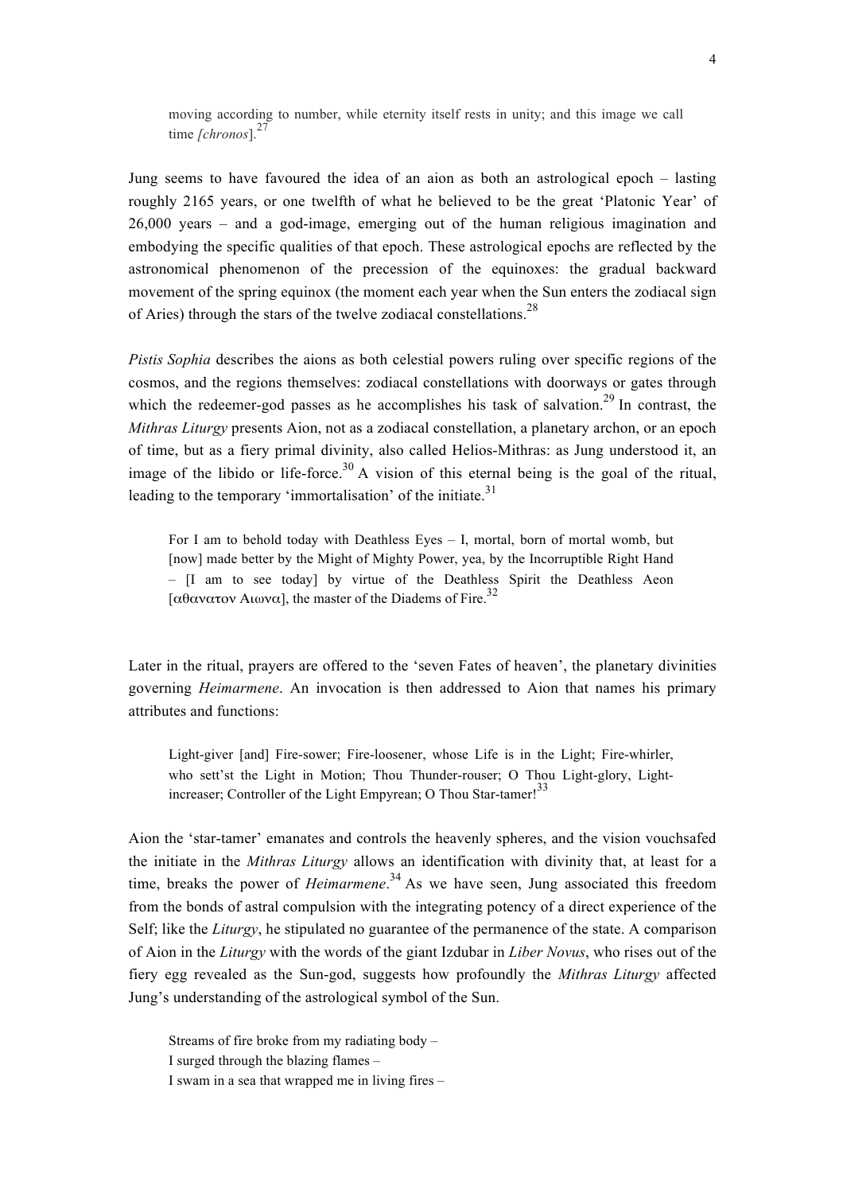> moving according to number, while eternity itself rests in unity; and this image we call time *[chronos*].[27]

Jung seems to have favoured the idea of an aion as both an astrological epoch – lasting roughly 2165 years, or one twelfth of what he believed to be the great 'Platonic Year' of 26,000 years – and a god-image, emerging out of the human religious imagination and embodying the specific qualities of that epoch. These astrological epochs are reflected by the astronomical phenomenon of the precession of the equinoxes: the gradual backward movement of the spring equinox (the moment each year when the Sun enters the zodiacal sign of Aries) through the stars of the twelve zodiacal constellations.[28]

*Pistis Sophia* describes the aions as both celestial powers ruling over specific regions of the cosmos, and the regions themselves: zodiacal constellations with doorways or gates through which the redeemer-god passes as he accomplishes his task of salvation.[29] In contrast, the *Mithras Liturgy* presents Aion, not as a zodiacal constellation, a planetary archon, or an epoch of time, but as a fiery primal divinity, also called Helios-Mithras: as Jung understood it, an image of the libido or life-force.[30] A vision of this eternal being is the goal of the ritual, leading to the temporary 'immortalisation' of the initiate.[31]

> For I am to behold today with Deathless Eyes – I, mortal, born of mortal womb, but [now] made better by the Might of Mighty Power, yea, by the Incorruptible Right Hand – [I am to see today] by virtue of the Deathless Spirit the Deathless Aeon [αθανατον Αιωνα], the master of the Diadems of Fire.[32]

Later in the ritual, prayers are offered to the 'seven Fates of heaven', the planetary divinities governing *Heimarmene*. An invocation is then addressed to Aion that names his primary attributes and functions:

> Light-giver [and] Fire-sower; Fire-loosener, whose Life is in the Light; Fire-whirler, who sett'st the Light in Motion; Thou Thunder-rouser; O Thou Light-glory, Light-increaser; Controller of the Light Empyrean; O Thou Star-tamer![33]

Aion the 'star-tamer' emanates and controls the heavenly spheres, and the vision vouchsafed the initiate in the *Mithras Liturgy* allows an identification with divinity that, at least for a time, breaks the power of *Heimarmene*.[34] As we have seen, Jung associated this freedom from the bonds of astral compulsion with the integrating potency of a direct experience of the Self; like the *Liturgy*, he stipulated no guarantee of the permanence of the state. A comparison of Aion in the *Liturgy* with the words of the giant Izdubar in *Liber Novus*, who rises out of the fiery egg revealed as the Sun-god, suggests how profoundly the *Mithras Liturgy* affected Jung's understanding of the astrological symbol of the Sun.

> Streams of fire broke from my radiating body –
> I surged through the blazing flames –
> I swam in a sea that wrapped me in living fires –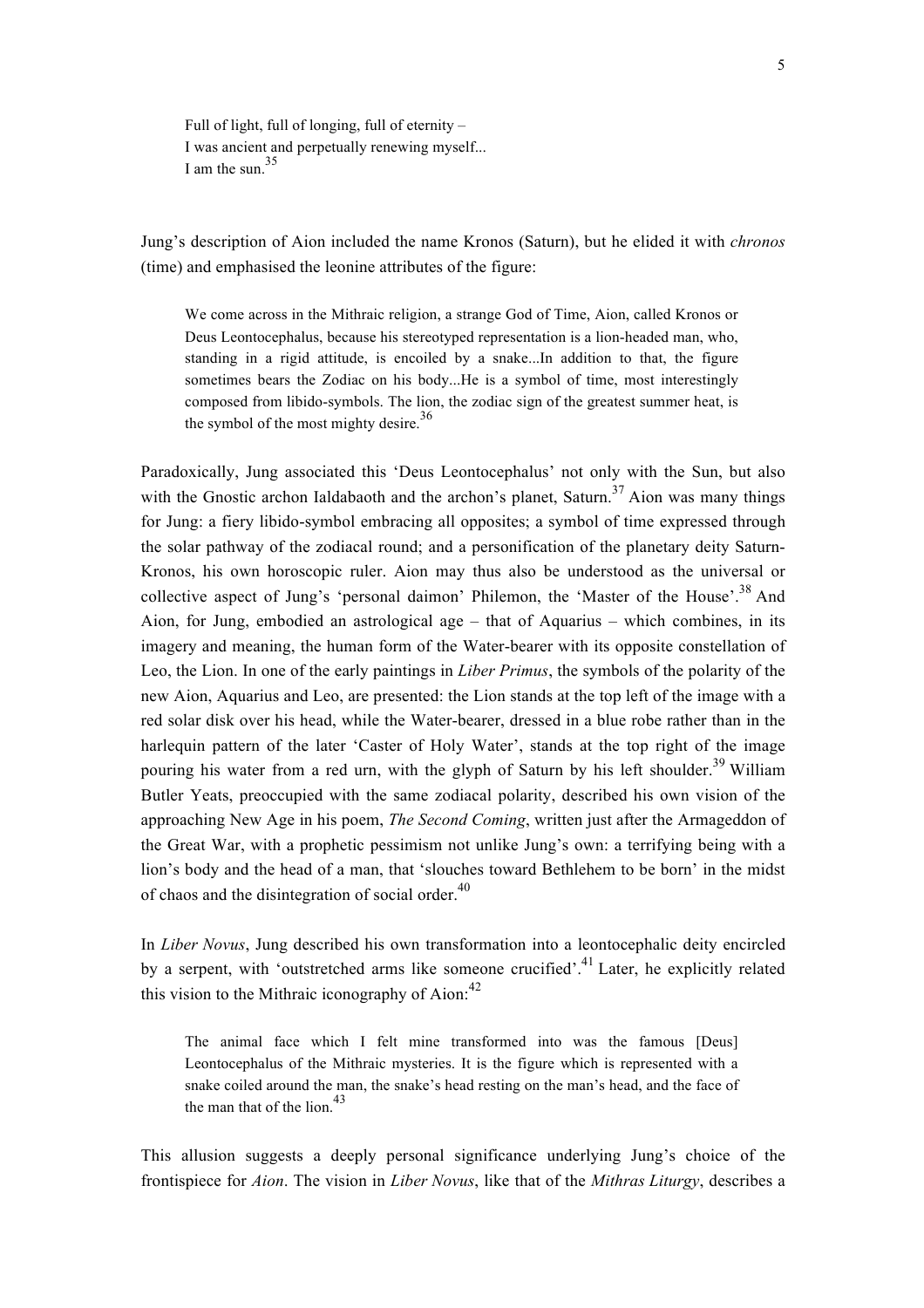> Full of light, full of longing, full of eternity –
> I was ancient and perpetually renewing myself...
> I am the sun.[35]

Jung's description of Aion included the name Kronos (Saturn), but he elided it with *chronos* (time) and emphasised the leonine attributes of the figure:

> We come across in the Mithraic religion, a strange God of Time, Aion, called Kronos or Deus Leontocephalus, because his stereotyped representation is a lion-headed man, who, standing in a rigid attitude, is encoiled by a snake...In addition to that, the figure sometimes bears the Zodiac on his body...He is a symbol of time, most interestingly composed from libido-symbols. The lion, the zodiac sign of the greatest summer heat, is the symbol of the most mighty desire.[36]

Paradoxically, Jung associated this 'Deus Leontocephalus' not only with the Sun, but also with the Gnostic archon Ialdabaoth and the archon's planet, Saturn.[37] Aion was many things for Jung: a fiery libido-symbol embracing all opposites; a symbol of time expressed through the solar pathway of the zodiacal round; and a personification of the planetary deity Saturn-Kronos, his own horoscopic ruler. Aion may thus also be understood as the universal or collective aspect of Jung's 'personal daimon' Philemon, the 'Master of the House'.[38] And Aion, for Jung, embodied an astrological age – that of Aquarius – which combines, in its imagery and meaning, the human form of the Water-bearer with its opposite constellation of Leo, the Lion. In one of the early paintings in *Liber Primus*, the symbols of the polarity of the new Aion, Aquarius and Leo, are presented: the Lion stands at the top left of the image with a red solar disk over his head, while the Water-bearer, dressed in a blue robe rather than in the harlequin pattern of the later 'Caster of Holy Water', stands at the top right of the image pouring his water from a red urn, with the glyph of Saturn by his left shoulder.[39] William Butler Yeats, preoccupied with the same zodiacal polarity, described his own vision of the approaching New Age in his poem, *The Second Coming*, written just after the Armageddon of the Great War, with a prophetic pessimism not unlike Jung's own: a terrifying being with a lion's body and the head of a man, that 'slouches toward Bethlehem to be born' in the midst of chaos and the disintegration of social order.[40]

In *Liber Novus*, Jung described his own transformation into a leontocephalic deity encircled by a serpent, with 'outstretched arms like someone crucified'.[41] Later, he explicitly related this vision to the Mithraic iconography of Aion:[42]

> The animal face which I felt mine transformed into was the famous [Deus] Leontocephalus of the Mithraic mysteries. It is the figure which is represented with a snake coiled around the man, the snake's head resting on the man's head, and the face of the man that of the lion.[43]

This allusion suggests a deeply personal significance underlying Jung's choice of the frontispiece for *Aion*. The vision in *Liber Novus*, like that of the *Mithras Liturgy*, describes a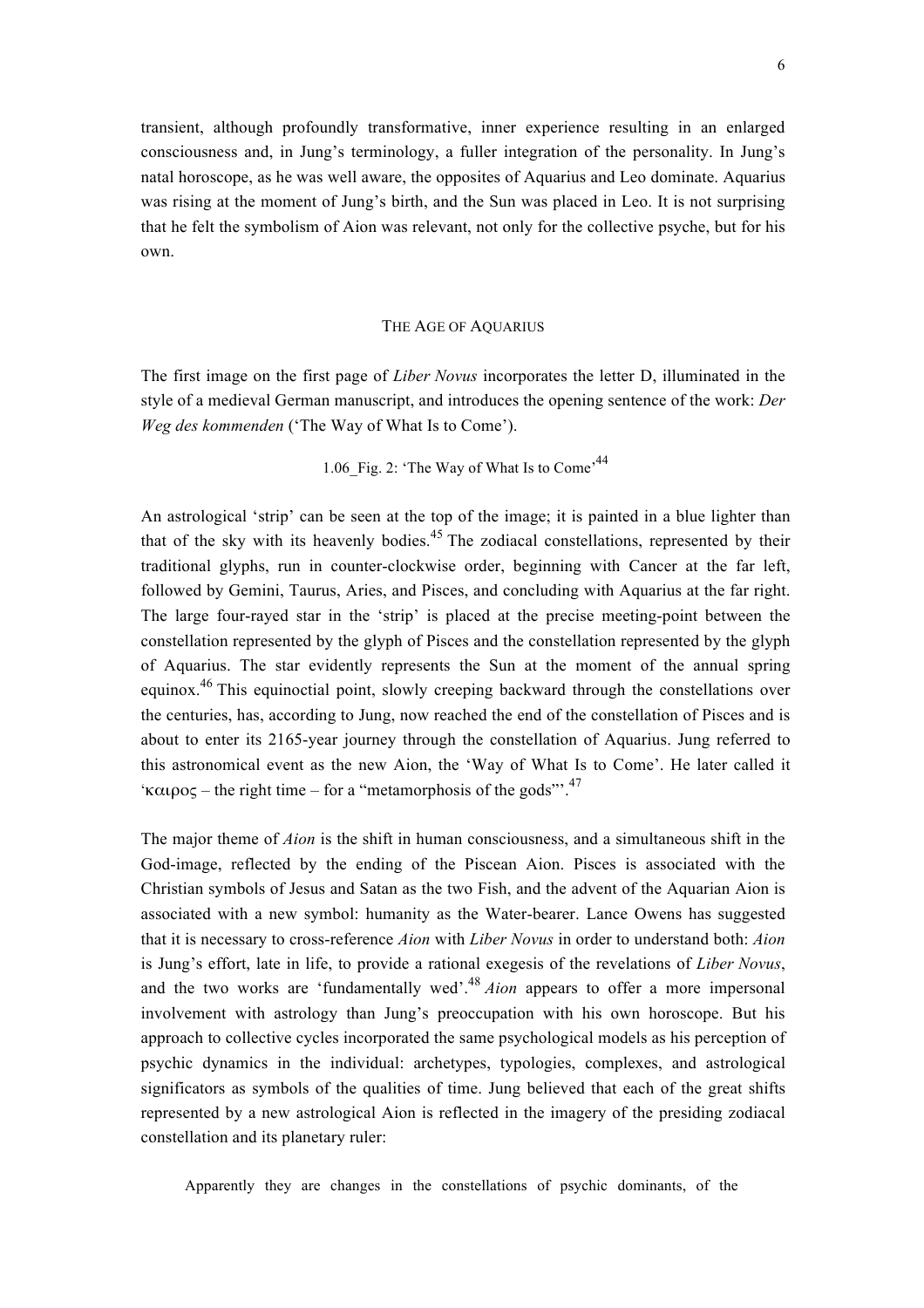transient, although profoundly transformative, inner experience resulting in an enlarged consciousness and, in Jung's terminology, a fuller integration of the personality. In Jung's natal horoscope, as he was well aware, the opposites of Aquarius and Leo dominate. Aquarius was rising at the moment of Jung's birth, and the Sun was placed in Leo. It is not surprising that he felt the symbolism of Aion was relevant, not only for the collective psyche, but for his own.

## The Age of Aquarius

The first image on the first page of *Liber Novus* incorporates the letter D, illuminated in the style of a medieval German manuscript, and introduces the opening sentence of the work: *Der Weg des kommenden* ('The Way of What Is to Come').

1.06_Fig. 2: 'The Way of What Is to Come'[44]

An astrological 'strip' can be seen at the top of the image; it is painted in a blue lighter than that of the sky with its heavenly bodies.[45] The zodiacal constellations, represented by their traditional glyphs, run in counter-clockwise order, beginning with Cancer at the far left, followed by Gemini, Taurus, Aries, and Pisces, and concluding with Aquarius at the far right. The large four-rayed star in the 'strip' is placed at the precise meeting-point between the constellation represented by the glyph of Pisces and the constellation represented by the glyph of Aquarius. The star evidently represents the Sun at the moment of the annual spring equinox.[46] This equinoctial point, slowly creeping backward through the constellations over the centuries, has, according to Jung, now reached the end of the constellation of Pisces and is about to enter its 2165-year journey through the constellation of Aquarius. Jung referred to this astronomical event as the new Aion, the 'Way of What Is to Come'. He later called it 'καιρος – the right time – for a "metamorphosis of the gods"'.[47]

The major theme of *Aion* is the shift in human consciousness, and a simultaneous shift in the God-image, reflected by the ending of the Piscean Aion. Pisces is associated with the Christian symbols of Jesus and Satan as the two Fish, and the advent of the Aquarian Aion is associated with a new symbol: humanity as the Water-bearer. Lance Owens has suggested that it is necessary to cross-reference *Aion* with *Liber Novus* in order to understand both: *Aion* is Jung's effort, late in life, to provide a rational exegesis of the revelations of *Liber Novus*, and the two works are 'fundamentally wed'.[48] *Aion* appears to offer a more impersonal involvement with astrology than Jung's preoccupation with his own horoscope. But his approach to collective cycles incorporated the same psychological models as his perception of psychic dynamics in the individual: archetypes, typologies, complexes, and astrological significators as symbols of the qualities of time. Jung believed that each of the great shifts represented by a new astrological Aion is reflected in the imagery of the presiding zodiacal constellation and its planetary ruler:

> Apparently they are changes in the constellations of psychic dominants, of the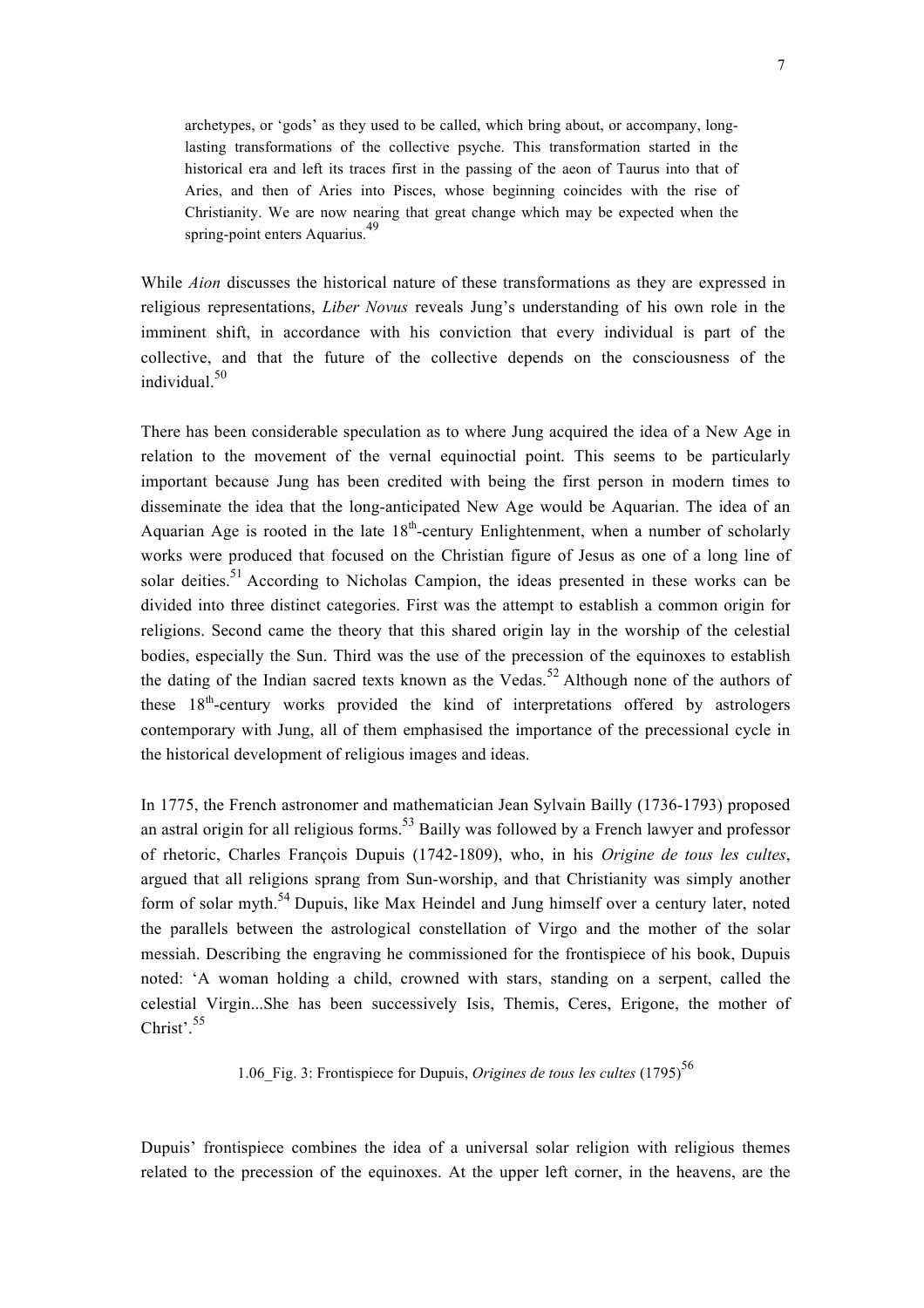> archetypes, or 'gods' as they used to be called, which bring about, or accompany, long-lasting transformations of the collective psyche. This transformation started in the historical era and left its traces first in the passing of the aeon of Taurus into that of Aries, and then of Aries into Pisces, whose beginning coincides with the rise of Christianity. We are now nearing that great change which may be expected when the spring-point enters Aquarius.[49]

While *Aion* discusses the historical nature of these transformations as they are expressed in religious representations, *Liber Novus* reveals Jung's understanding of his own role in the imminent shift, in accordance with his conviction that every individual is part of the collective, and that the future of the collective depends on the consciousness of the individual.[50]

There has been considerable speculation as to where Jung acquired the idea of a New Age in relation to the movement of the vernal equinoctial point. This seems to be particularly important because Jung has been credited with being the first person in modern times to disseminate the idea that the long-anticipated New Age would be Aquarian. The idea of an Aquarian Age is rooted in the late 18th-century Enlightenment, when a number of scholarly works were produced that focused on the Christian figure of Jesus as one of a long line of solar deities.[51] According to Nicholas Campion, the ideas presented in these works can be divided into three distinct categories. First was the attempt to establish a common origin for religions. Second came the theory that this shared origin lay in the worship of the celestial bodies, especially the Sun. Third was the use of the precession of the equinoxes to establish the dating of the Indian sacred texts known as the Vedas.[52] Although none of the authors of these 18th-century works provided the kind of interpretations offered by astrologers contemporary with Jung, all of them emphasised the importance of the precessional cycle in the historical development of religious images and ideas.

In 1775, the French astronomer and mathematician Jean Sylvain Bailly (1736-1793) proposed an astral origin for all religious forms.[53] Bailly was followed by a French lawyer and professor of rhetoric, Charles François Dupuis (1742-1809), who, in his *Origine de tous les cultes*, argued that all religions sprang from Sun-worship, and that Christianity was simply another form of solar myth.[54] Dupuis, like Max Heindel and Jung himself over a century later, noted the parallels between the astrological constellation of Virgo and the mother of the solar messiah. Describing the engraving he commissioned for the frontispiece of his book, Dupuis noted: 'A woman holding a child, crowned with stars, standing on a serpent, called the celestial Virgin...She has been successively Isis, Themis, Ceres, Erigone, the mother of Christ'.[55]

1.06_Fig. 3: Frontispiece for Dupuis, *Origines de tous les cultes* (1795)[56]

Dupuis' frontispiece combines the idea of a universal solar religion with religious themes related to the precession of the equinoxes. At the upper left corner, in the heavens, are the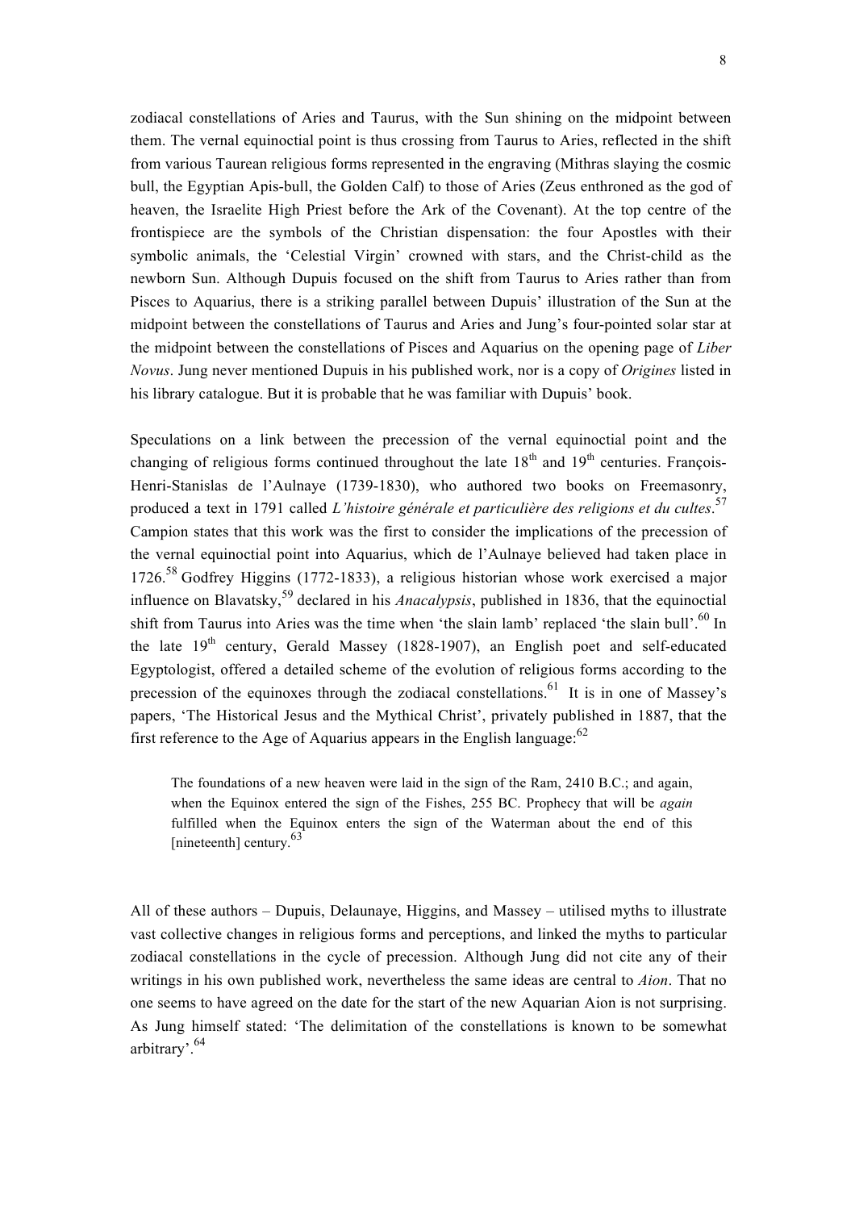zodiacal constellations of Aries and Taurus, with the Sun shining on the midpoint between them. The vernal equinoctial point is thus crossing from Taurus to Aries, reflected in the shift from various Taurean religious forms represented in the engraving (Mithras slaying the cosmic bull, the Egyptian Apis-bull, the Golden Calf) to those of Aries (Zeus enthroned as the god of heaven, the Israelite High Priest before the Ark of the Covenant). At the top centre of the frontispiece are the symbols of the Christian dispensation: the four Apostles with their symbolic animals, the 'Celestial Virgin' crowned with stars, and the Christ-child as the newborn Sun. Although Dupuis focused on the shift from Taurus to Aries rather than from Pisces to Aquarius, there is a striking parallel between Dupuis' illustration of the Sun at the midpoint between the constellations of Taurus and Aries and Jung's four-pointed solar star at the midpoint between the constellations of Pisces and Aquarius on the opening page of *Liber Novus*. Jung never mentioned Dupuis in his published work, nor is a copy of *Origines* listed in his library catalogue. But it is probable that he was familiar with Dupuis' book.

Speculations on a link between the precession of the vernal equinoctial point and the changing of religious forms continued throughout the late 18th and 19th centuries. François-Henri-Stanislas de l'Aulnaye (1739-1830), who authored two books on Freemasonry, produced a text in 1791 called *L'histoire générale et particulière des religions et du cultes*.[57] Campion states that this work was the first to consider the implications of the precession of the vernal equinoctial point into Aquarius, which de l'Aulnaye believed had taken place in 1726.[58] Godfrey Higgins (1772-1833), a religious historian whose work exercised a major influence on Blavatsky,[59] declared in his *Anacalypsis*, published in 1836, that the equinoctial shift from Taurus into Aries was the time when 'the slain lamb' replaced 'the slain bull'.[60] In the late 19th century, Gerald Massey (1828-1907), an English poet and self-educated Egyptologist, offered a detailed scheme of the evolution of religious forms according to the precession of the equinoxes through the zodiacal constellations.[61] It is in one of Massey's papers, 'The Historical Jesus and the Mythical Christ', privately published in 1887, that the first reference to the Age of Aquarius appears in the English language:[62]

> The foundations of a new heaven were laid in the sign of the Ram, 2410 B.C.; and again, when the Equinox entered the sign of the Fishes, 255 BC. Prophecy that will be *again* fulfilled when the Equinox enters the sign of the Waterman about the end of this [nineteenth] century.[63]

All of these authors – Dupuis, Delaunaye, Higgins, and Massey – utilised myths to illustrate vast collective changes in religious forms and perceptions, and linked the myths to particular zodiacal constellations in the cycle of precession. Although Jung did not cite any of their writings in his own published work, nevertheless the same ideas are central to *Aion*. That no one seems to have agreed on the date for the start of the new Aquarian Aion is not surprising. As Jung himself stated: 'The delimitation of the constellations is known to be somewhat arbitrary'.[64]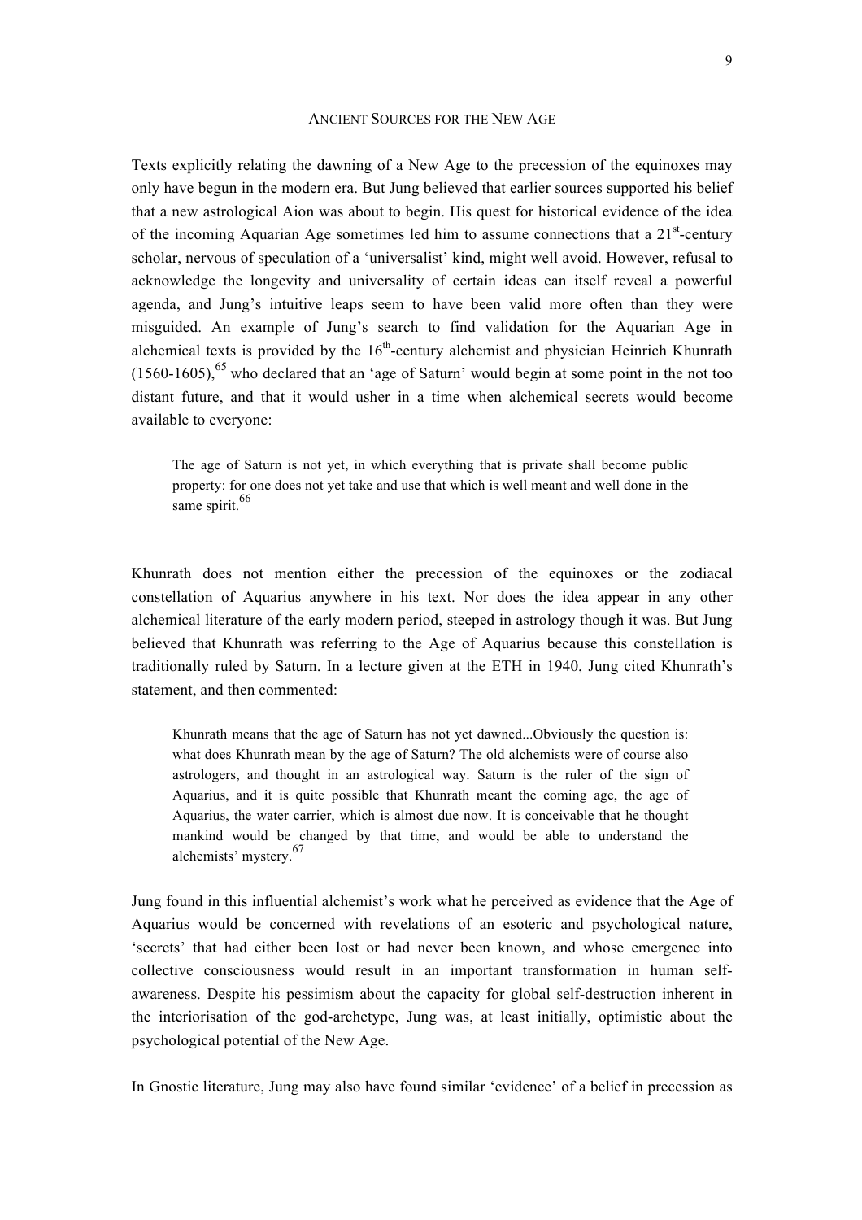## Ancient Sources for the New Age

Texts explicitly relating the dawning of a New Age to the precession of the equinoxes may only have begun in the modern era. But Jung believed that earlier sources supported his belief that a new astrological Aion was about to begin. His quest for historical evidence of the idea of the incoming Aquarian Age sometimes led him to assume connections that a 21st-century scholar, nervous of speculation of a 'universalist' kind, might well avoid. However, refusal to acknowledge the longevity and universality of certain ideas can itself reveal a powerful agenda, and Jung's intuitive leaps seem to have been valid more often than they were misguided. An example of Jung's search to find validation for the Aquarian Age in alchemical texts is provided by the 16th-century alchemist and physician Heinrich Khunrath (1560-1605),[65] who declared that an 'age of Saturn' would begin at some point in the not too distant future, and that it would usher in a time when alchemical secrets would become available to everyone:

> The age of Saturn is not yet, in which everything that is private shall become public property: for one does not yet take and use that which is well meant and well done in the same spirit.[66]

Khunrath does not mention either the precession of the equinoxes or the zodiacal constellation of Aquarius anywhere in his text. Nor does the idea appear in any other alchemical literature of the early modern period, steeped in astrology though it was. But Jung believed that Khunrath was referring to the Age of Aquarius because this constellation is traditionally ruled by Saturn. In a lecture given at the ETH in 1940, Jung cited Khunrath's statement, and then commented:

> Khunrath means that the age of Saturn has not yet dawned...Obviously the question is: what does Khunrath mean by the age of Saturn? The old alchemists were of course also astrologers, and thought in an astrological way. Saturn is the ruler of the sign of Aquarius, and it is quite possible that Khunrath meant the coming age, the age of Aquarius, the water carrier, which is almost due now. It is conceivable that he thought mankind would be changed by that time, and would be able to understand the alchemists' mystery.[67]

Jung found in this influential alchemist's work what he perceived as evidence that the Age of Aquarius would be concerned with revelations of an esoteric and psychological nature, 'secrets' that had either been lost or had never been known, and whose emergence into collective consciousness would result in an important transformation in human self-awareness. Despite his pessimism about the capacity for global self-destruction inherent in the interiorisation of the god-archetype, Jung was, at least initially, optimistic about the psychological potential of the New Age.

In Gnostic literature, Jung may also have found similar 'evidence' of a belief in precession as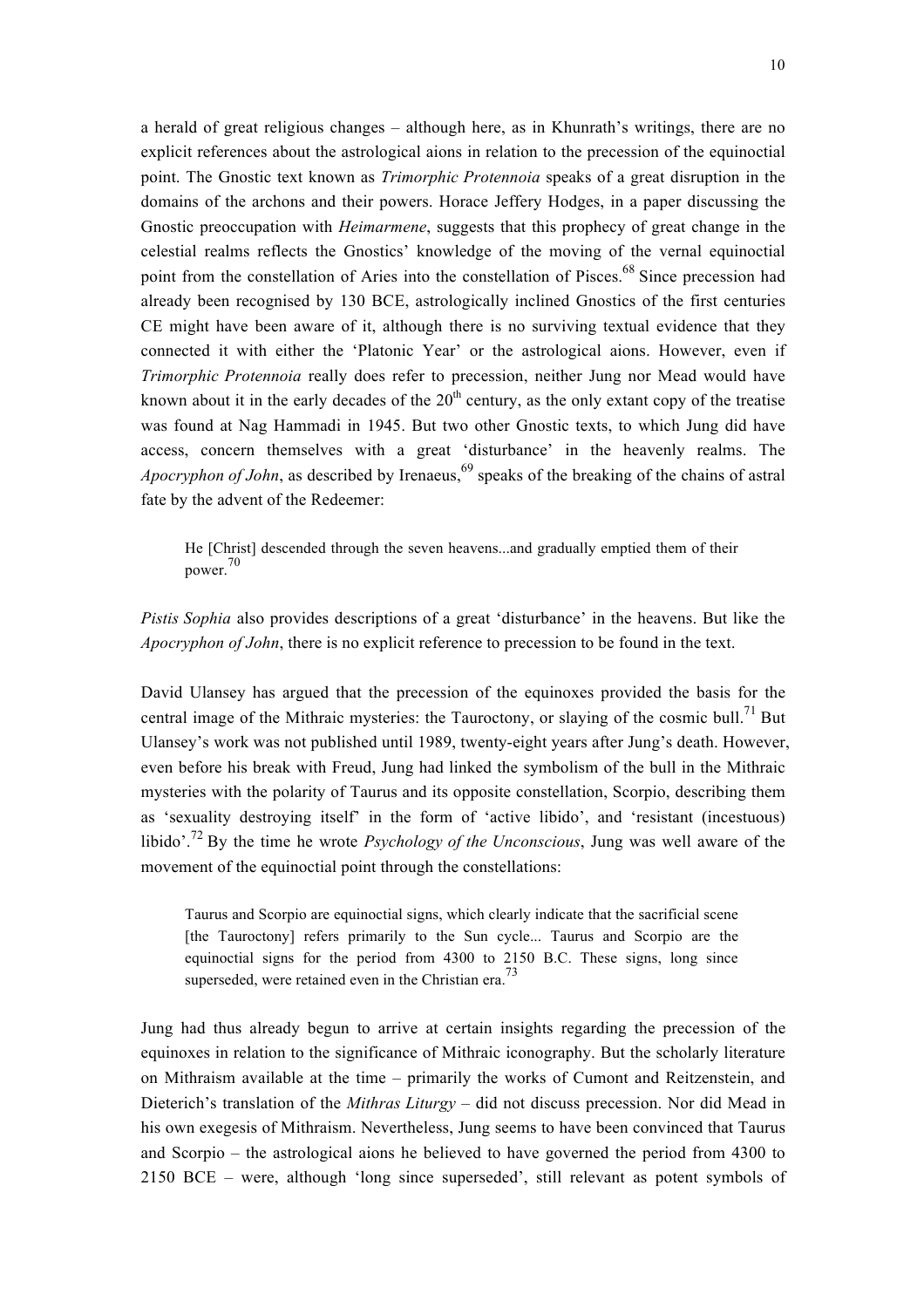a herald of great religious changes – although here, as in Khunrath's writings, there are no explicit references about the astrological aions in relation to the precession of the equinoctial point. The Gnostic text known as *Trimorphic Protennoia* speaks of a great disruption in the domains of the archons and their powers. Horace Jeffery Hodges, in a paper discussing the Gnostic preoccupation with *Heimarmene*, suggests that this prophecy of great change in the celestial realms reflects the Gnostics' knowledge of the moving of the vernal equinoctial point from the constellation of Aries into the constellation of Pisces.[68] Since precession had already been recognised by 130 BCE, astrologically inclined Gnostics of the first centuries CE might have been aware of it, although there is no surviving textual evidence that they connected it with either the 'Platonic Year' or the astrological aions. However, even if *Trimorphic Protennoia* really does refer to precession, neither Jung nor Mead would have known about it in the early decades of the 20th century, as the only extant copy of the treatise was found at Nag Hammadi in 1945. But two other Gnostic texts, to which Jung did have access, concern themselves with a great 'disturbance' in the heavenly realms. The *Apocryphon of John*, as described by Irenaeus,[69] speaks of the breaking of the chains of astral fate by the advent of the Redeemer:

> He [Christ] descended through the seven heavens...and gradually emptied them of their power.[70]

*Pistis Sophia* also provides descriptions of a great 'disturbance' in the heavens. But like the *Apocryphon of John*, there is no explicit reference to precession to be found in the text.

David Ulansey has argued that the precession of the equinoxes provided the basis for the central image of the Mithraic mysteries: the Tauroctony, or slaying of the cosmic bull.[71] But Ulansey's work was not published until 1989, twenty-eight years after Jung's death. However, even before his break with Freud, Jung had linked the symbolism of the bull in the Mithraic mysteries with the polarity of Taurus and its opposite constellation, Scorpio, describing them as 'sexuality destroying itself' in the form of 'active libido', and 'resistant (incestuous) libido'.[72] By the time he wrote *Psychology of the Unconscious*, Jung was well aware of the movement of the equinoctial point through the constellations:

> Taurus and Scorpio are equinoctial signs, which clearly indicate that the sacrificial scene [the Tauroctony] refers primarily to the Sun cycle... Taurus and Scorpio are the equinoctial signs for the period from 4300 to 2150 B.C. These signs, long since superseded, were retained even in the Christian era.[73]

Jung had thus already begun to arrive at certain insights regarding the precession of the equinoxes in relation to the significance of Mithraic iconography. But the scholarly literature on Mithraism available at the time – primarily the works of Cumont and Reitzenstein, and Dieterich's translation of the *Mithras Liturgy* – did not discuss precession. Nor did Mead in his own exegesis of Mithraism. Nevertheless, Jung seems to have been convinced that Taurus and Scorpio – the astrological aions he believed to have governed the period from 4300 to 2150 BCE – were, although 'long since superseded', still relevant as potent symbols of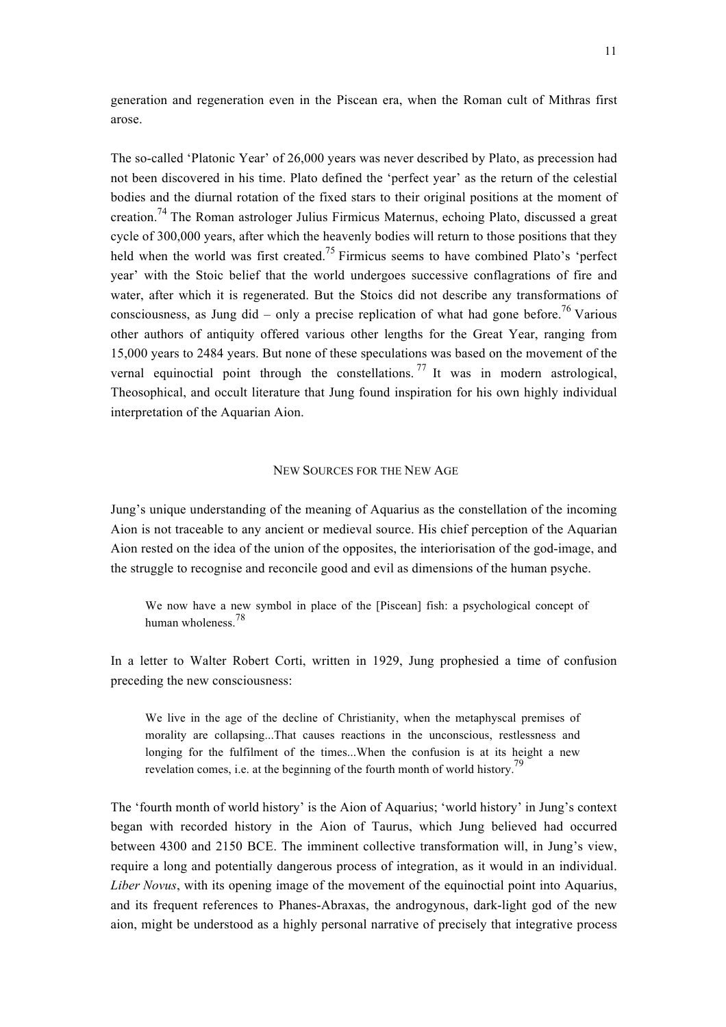generation and regeneration even in the Piscean era, when the Roman cult of Mithras first arose.

The so-called 'Platonic Year' of 26,000 years was never described by Plato, as precession had not been discovered in his time. Plato defined the 'perfect year' as the return of the celestial bodies and the diurnal rotation of the fixed stars to their original positions at the moment of creation.[74] The Roman astrologer Julius Firmicus Maternus, echoing Plato, discussed a great cycle of 300,000 years, after which the heavenly bodies will return to those positions that they held when the world was first created.[75] Firmicus seems to have combined Plato's 'perfect year' with the Stoic belief that the world undergoes successive conflagrations of fire and water, after which it is regenerated. But the Stoics did not describe any transformations of consciousness, as Jung did – only a precise replication of what had gone before.[76] Various other authors of antiquity offered various other lengths for the Great Year, ranging from 15,000 years to 2484 years. But none of these speculations was based on the movement of the vernal equinoctial point through the constellations.[77] It was in modern astrological, Theosophical, and occult literature that Jung found inspiration for his own highly individual interpretation of the Aquarian Aion.

## NEW SOURCES FOR THE NEW AGE

Jung's unique understanding of the meaning of Aquarius as the constellation of the incoming Aion is not traceable to any ancient or medieval source. His chief perception of the Aquarian Aion rested on the idea of the union of the opposites, the interiorisation of the god-image, and the struggle to recognise and reconcile good and evil as dimensions of the human psyche.

> We now have a new symbol in place of the [Piscean] fish: a psychological concept of human wholeness.[78]

In a letter to Walter Robert Corti, written in 1929, Jung prophesied a time of confusion preceding the new consciousness:

> We live in the age of the decline of Christianity, when the metaphyscal premises of morality are collapsing...That causes reactions in the unconscious, restlessness and longing for the fulfilment of the times...When the confusion is at its height a new revelation comes, i.e. at the beginning of the fourth month of world history.[79]

The 'fourth month of world history' is the Aion of Aquarius; 'world history' in Jung's context began with recorded history in the Aion of Taurus, which Jung believed had occurred between 4300 and 2150 BCE. The imminent collective transformation will, in Jung's view, require a long and potentially dangerous process of integration, as it would in an individual. *Liber Novus*, with its opening image of the movement of the equinoctial point into Aquarius, and its frequent references to Phanes-Abraxas, the androgynous, dark-light god of the new aion, might be understood as a highly personal narrative of precisely that integrative process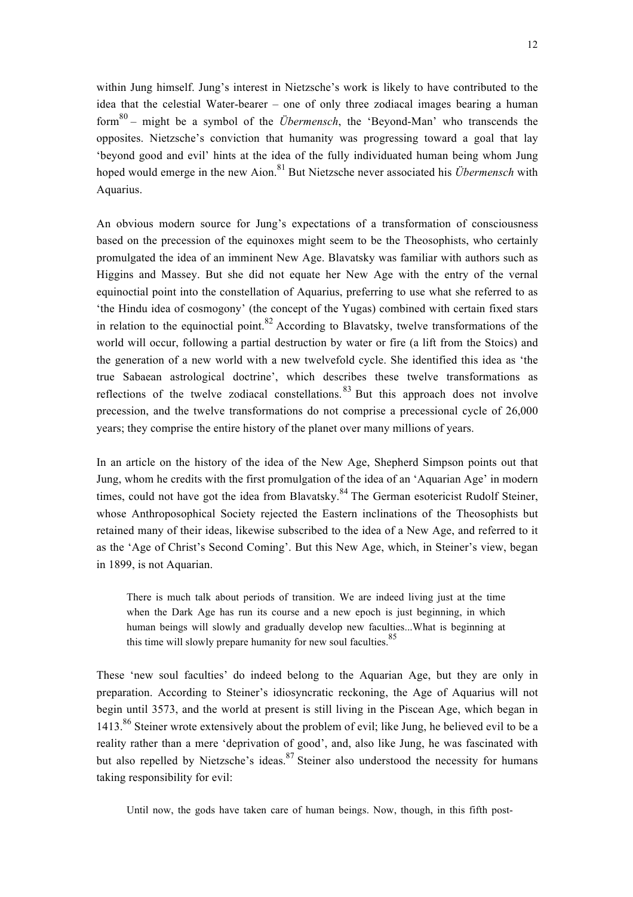within Jung himself. Jung's interest in Nietzsche's work is likely to have contributed to the idea that the celestial Water-bearer – one of only three zodiacal images bearing a human form[80] – might be a symbol of the *Übermensch*, the 'Beyond-Man' who transcends the opposites. Nietzsche's conviction that humanity was progressing toward a goal that lay 'beyond good and evil' hints at the idea of the fully individuated human being whom Jung hoped would emerge in the new Aion.[81] But Nietzsche never associated his *Übermensch* with Aquarius.

An obvious modern source for Jung's expectations of a transformation of consciousness based on the precession of the equinoxes might seem to be the Theosophists, who certainly promulgated the idea of an imminent New Age. Blavatsky was familiar with authors such as Higgins and Massey. But she did not equate her New Age with the entry of the vernal equinoctial point into the constellation of Aquarius, preferring to use what she referred to as 'the Hindu idea of cosmogony' (the concept of the Yugas) combined with certain fixed stars in relation to the equinoctial point.[82] According to Blavatsky, twelve transformations of the world will occur, following a partial destruction by water or fire (a lift from the Stoics) and the generation of a new world with a new twelvefold cycle. She identified this idea as 'the true Sabaean astrological doctrine', which describes these twelve transformations as reflections of the twelve zodiacal constellations.[83] But this approach does not involve precession, and the twelve transformations do not comprise a precessional cycle of 26,000 years; they comprise the entire history of the planet over many millions of years.

In an article on the history of the idea of the New Age, Shepherd Simpson points out that Jung, whom he credits with the first promulgation of the idea of an 'Aquarian Age' in modern times, could not have got the idea from Blavatsky.[84] The German esotericist Rudolf Steiner, whose Anthroposophical Society rejected the Eastern inclinations of the Theosophists but retained many of their ideas, likewise subscribed to the idea of a New Age, and referred to it as the 'Age of Christ's Second Coming'. But this New Age, which, in Steiner's view, began in 1899, is not Aquarian.

> There is much talk about periods of transition. We are indeed living just at the time when the Dark Age has run its course and a new epoch is just beginning, in which human beings will slowly and gradually develop new faculties...What is beginning at this time will slowly prepare humanity for new soul faculties.[85]

These 'new soul faculties' do indeed belong to the Aquarian Age, but they are only in preparation. According to Steiner's idiosyncratic reckoning, the Age of Aquarius will not begin until 3573, and the world at present is still living in the Piscean Age, which began in 1413.[86] Steiner wrote extensively about the problem of evil; like Jung, he believed evil to be a reality rather than a mere 'deprivation of good', and, also like Jung, he was fascinated with but also repelled by Nietzsche's ideas.[87] Steiner also understood the necessity for humans taking responsibility for evil:

> Until now, the gods have taken care of human beings. Now, though, in this fifth post-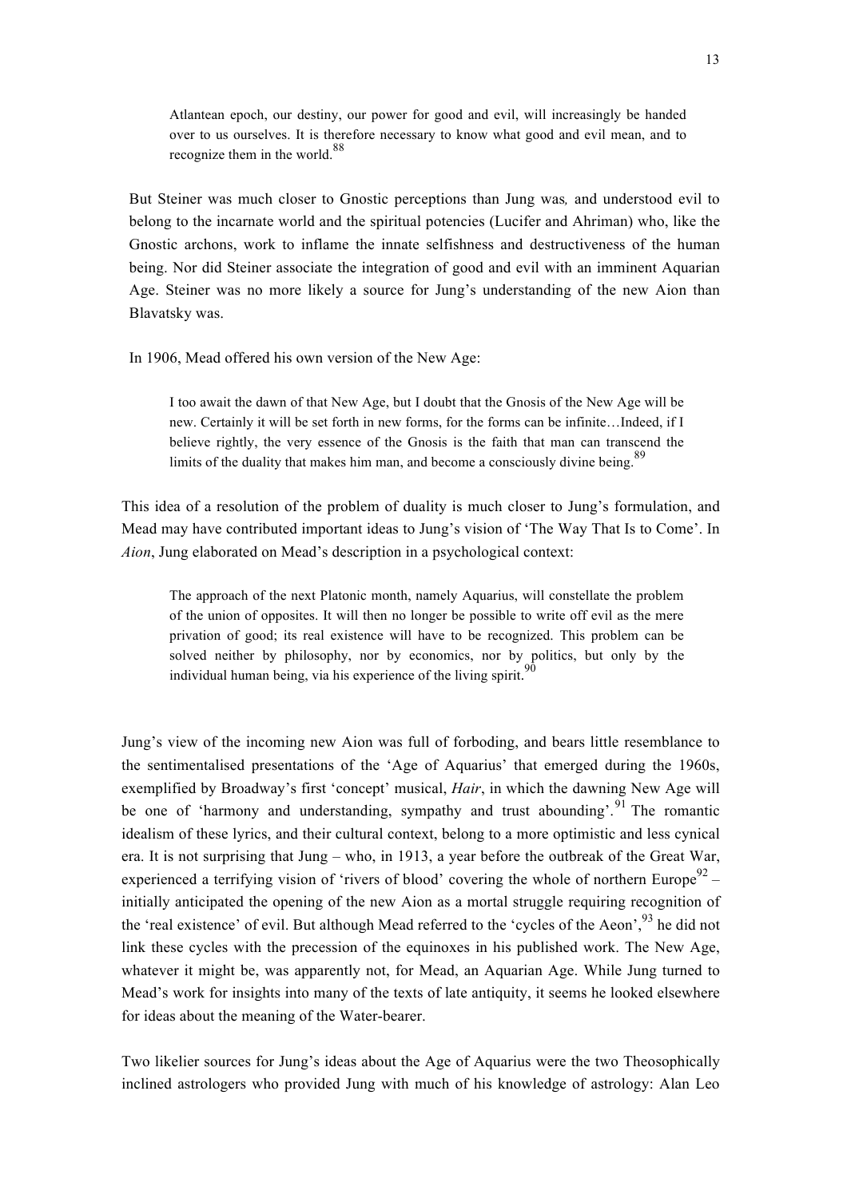> Atlantean epoch, our destiny, our power for good and evil, will increasingly be handed over to us ourselves. It is therefore necessary to know what good and evil mean, and to recognize them in the world.[88]

But Steiner was much closer to Gnostic perceptions than Jung was*,* and understood evil to belong to the incarnate world and the spiritual potencies (Lucifer and Ahriman) who, like the Gnostic archons, work to inflame the innate selfishness and destructiveness of the human being. Nor did Steiner associate the integration of good and evil with an imminent Aquarian Age. Steiner was no more likely a source for Jung's understanding of the new Aion than Blavatsky was.

In 1906, Mead offered his own version of the New Age:

> I too await the dawn of that New Age, but I doubt that the Gnosis of the New Age will be new. Certainly it will be set forth in new forms, for the forms can be infinite…Indeed, if I believe rightly, the very essence of the Gnosis is the faith that man can transcend the limits of the duality that makes him man, and become a consciously divine being.[89]

This idea of a resolution of the problem of duality is much closer to Jung's formulation, and Mead may have contributed important ideas to Jung's vision of 'The Way That Is to Come'. In *Aion*, Jung elaborated on Mead's description in a psychological context:

> The approach of the next Platonic month, namely Aquarius, will constellate the problem of the union of opposites. It will then no longer be possible to write off evil as the mere privation of good; its real existence will have to be recognized. This problem can be solved neither by philosophy, nor by economics, nor by politics, but only by the individual human being, via his experience of the living spirit.[90]

Jung's view of the incoming new Aion was full of forboding, and bears little resemblance to the sentimentalised presentations of the 'Age of Aquarius' that emerged during the 1960s, exemplified by Broadway's first 'concept' musical, *Hair*, in which the dawning New Age will be one of 'harmony and understanding, sympathy and trust abounding'.[91] The romantic idealism of these lyrics, and their cultural context, belong to a more optimistic and less cynical era. It is not surprising that Jung – who, in 1913, a year before the outbreak of the Great War, experienced a terrifying vision of 'rivers of blood' covering the whole of northern Europe[92] – initially anticipated the opening of the new Aion as a mortal struggle requiring recognition of the 'real existence' of evil. But although Mead referred to the 'cycles of the Aeon',[93] he did not link these cycles with the precession of the equinoxes in his published work. The New Age, whatever it might be, was apparently not, for Mead, an Aquarian Age. While Jung turned to Mead's work for insights into many of the texts of late antiquity, it seems he looked elsewhere for ideas about the meaning of the Water-bearer.

Two likelier sources for Jung's ideas about the Age of Aquarius were the two Theosophically inclined astrologers who provided Jung with much of his knowledge of astrology: Alan Leo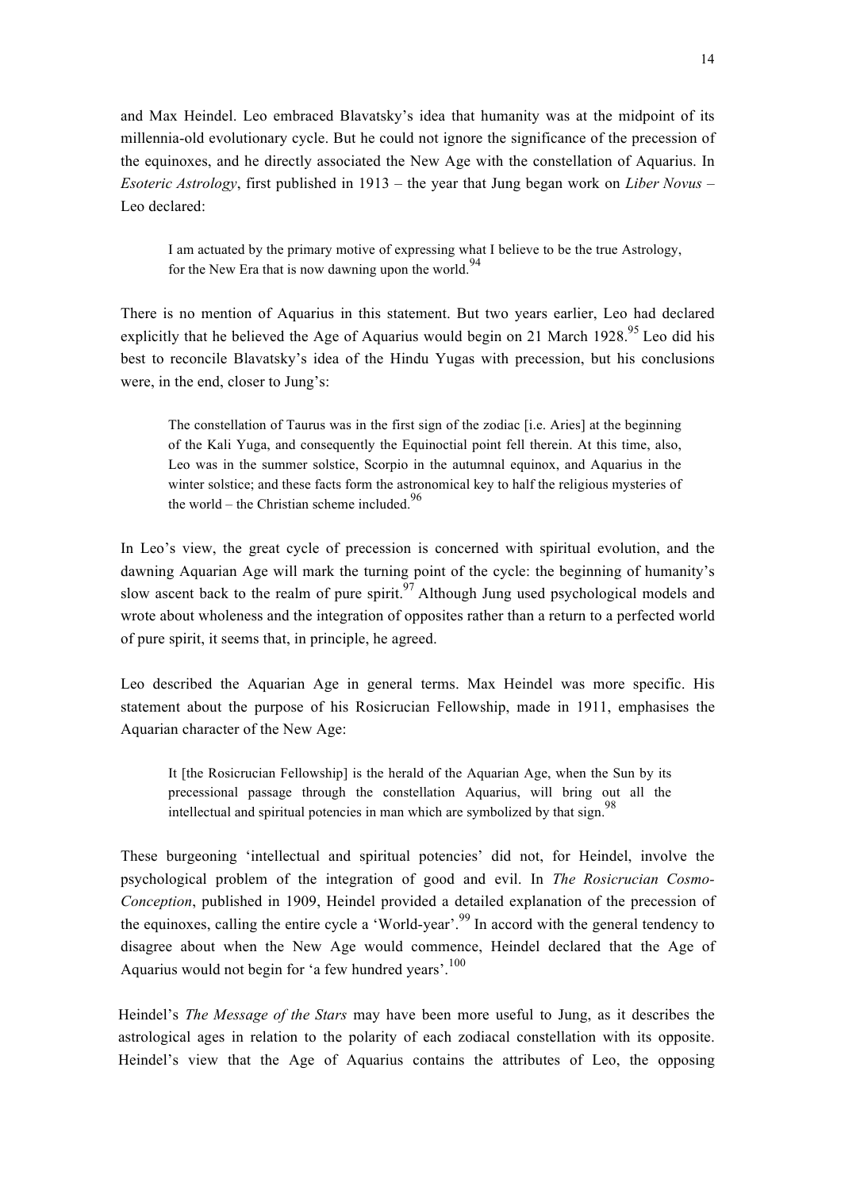and Max Heindel. Leo embraced Blavatsky's idea that humanity was at the midpoint of its millennia-old evolutionary cycle. But he could not ignore the significance of the precession of the equinoxes, and he directly associated the New Age with the constellation of Aquarius. In *Esoteric Astrology*, first published in 1913 – the year that Jung began work on *Liber Novus* – Leo declared:

> I am actuated by the primary motive of expressing what I believe to be the true Astrology, for the New Era that is now dawning upon the world.[94]

There is no mention of Aquarius in this statement. But two years earlier, Leo had declared explicitly that he believed the Age of Aquarius would begin on 21 March 1928.[95] Leo did his best to reconcile Blavatsky's idea of the Hindu Yugas with precession, but his conclusions were, in the end, closer to Jung's:

> The constellation of Taurus was in the first sign of the zodiac [i.e. Aries] at the beginning of the Kali Yuga, and consequently the Equinoctial point fell therein. At this time, also, Leo was in the summer solstice, Scorpio in the autumnal equinox, and Aquarius in the winter solstice; and these facts form the astronomical key to half the religious mysteries of the world – the Christian scheme included.[96]

In Leo's view, the great cycle of precession is concerned with spiritual evolution, and the dawning Aquarian Age will mark the turning point of the cycle: the beginning of humanity's slow ascent back to the realm of pure spirit.[97] Although Jung used psychological models and wrote about wholeness and the integration of opposites rather than a return to a perfected world of pure spirit, it seems that, in principle, he agreed.

Leo described the Aquarian Age in general terms. Max Heindel was more specific. His statement about the purpose of his Rosicrucian Fellowship, made in 1911, emphasises the Aquarian character of the New Age:

> It [the Rosicrucian Fellowship] is the herald of the Aquarian Age, when the Sun by its precessional passage through the constellation Aquarius, will bring out all the intellectual and spiritual potencies in man which are symbolized by that sign.[98]

These burgeoning 'intellectual and spiritual potencies' did not, for Heindel, involve the psychological problem of the integration of good and evil. In *The Rosicrucian Cosmo-Conception*, published in 1909, Heindel provided a detailed explanation of the precession of the equinoxes, calling the entire cycle a 'World-year'.[99] In accord with the general tendency to disagree about when the New Age would commence, Heindel declared that the Age of Aquarius would not begin for 'a few hundred years'.[100]

Heindel's *The Message of the Stars* may have been more useful to Jung, as it describes the astrological ages in relation to the polarity of each zodiacal constellation with its opposite. Heindel's view that the Age of Aquarius contains the attributes of Leo, the opposing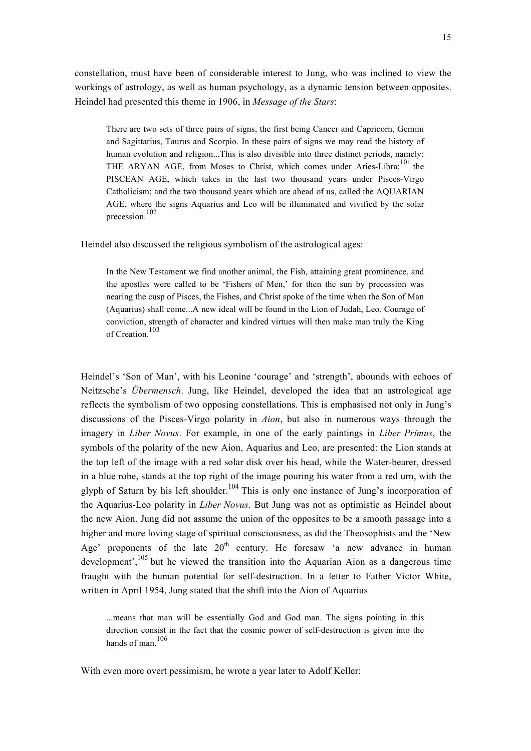constellation, must have been of considerable interest to Jung, who was inclined to view the workings of astrology, as well as human psychology, as a dynamic tension between opposites. Heindel had presented this theme in 1906, in *Message of the Stars*:

> There are two sets of three pairs of signs, the first being Cancer and Capricorn, Gemini and Sagittarius, Taurus and Scorpio. In these pairs of signs we may read the history of human evolution and religion...This is also divisible into three distinct periods, namely: THE ARYAN AGE, from Moses to Christ, which comes under Aries-Libra;[101] the PISCEAN AGE, which takes in the last two thousand years under Pisces-Virgo Catholicism; and the two thousand years which are ahead of us, called the AQUARIAN AGE, where the signs Aquarius and Leo will be illuminated and vivified by the solar precession.[102]

Heindel also discussed the religious symbolism of the astrological ages:

> In the New Testament we find another animal, the Fish, attaining great prominence, and the apostles were called to be 'Fishers of Men,' for then the sun by precession was nearing the cusp of Pisces, the Fishes, and Christ spoke of the time when the Son of Man (Aquarius) shall come...A new ideal will be found in the Lion of Judah, Leo. Courage of conviction, strength of character and kindred virtues will then make man truly the King of Creation.[103]

Heindel's 'Son of Man', with his Leonine 'courage' and 'strength', abounds with echoes of Neitzsche's *Übermensch*. Jung, like Heindel, developed the idea that an astrological age reflects the symbolism of two opposing constellations. This is emphasised not only in Jung's discussions of the Pisces-Virgo polarity in *Aion*, but also in numerous ways through the imagery in *Liber Novus*. For example, in one of the early paintings in *Liber Primus*, the symbols of the polarity of the new Aion, Aquarius and Leo, are presented: the Lion stands at the top left of the image with a red solar disk over his head, while the Water-bearer, dressed in a blue robe, stands at the top right of the image pouring his water from a red urn, with the glyph of Saturn by his left shoulder.[104] This is only one instance of Jung's incorporation of the Aquarius-Leo polarity in *Liber Novus*. But Jung was not as optimistic as Heindel about the new Aion. Jung did not assume the union of the opposites to be a smooth passage into a higher and more loving stage of spiritual consciousness, as did the Theosophists and the 'New Age' proponents of the late 20th century. He foresaw 'a new advance in human development',[105] but he viewed the transition into the Aquarian Aion as a dangerous time fraught with the human potential for self-destruction. In a letter to Father Victor White, written in April 1954, Jung stated that the shift into the Aion of Aquarius

> ...means that man will be essentially God and God man. The signs pointing in this direction consist in the fact that the cosmic power of self-destruction is given into the hands of man.[106]

With even more overt pessimism, he wrote a year later to Adolf Keller: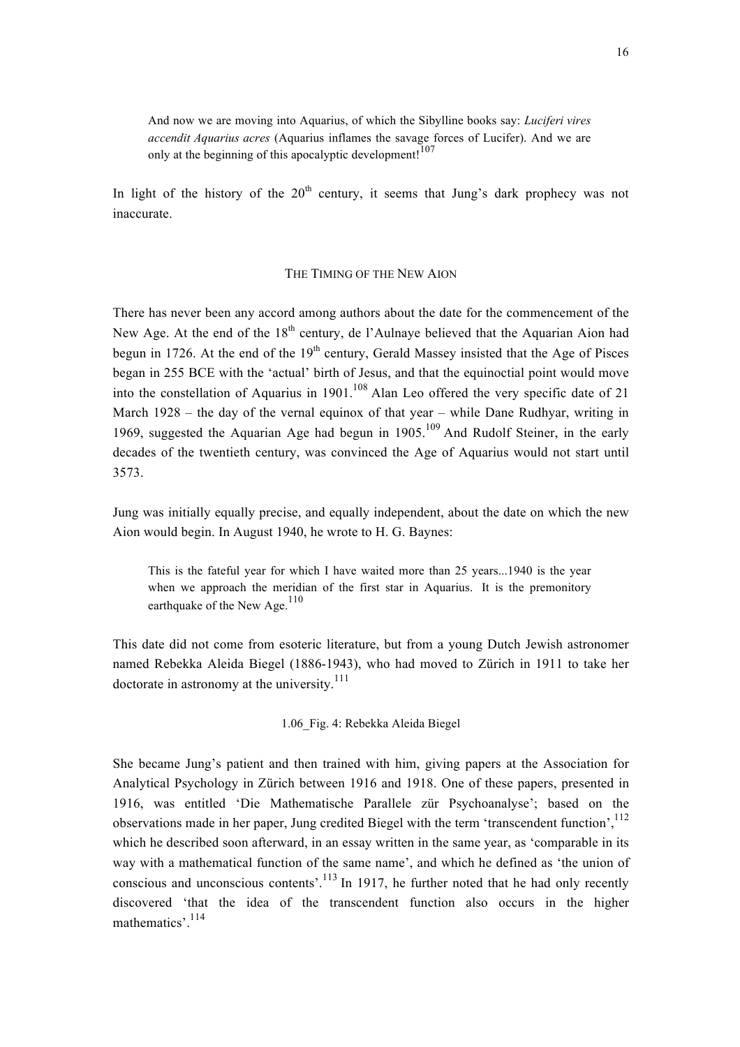> And now we are moving into Aquarius, of which the Sibylline books say: *Luciferi vires accendit Aquarius acres* (Aquarius inflames the savage forces of Lucifer). And we are only at the beginning of this apocalyptic development![107]

In light of the history of the 20th century, it seems that Jung's dark prophecy was not inaccurate.

### The Timing of the New Aion

There has never been any accord among authors about the date for the commencement of the New Age. At the end of the 18th century, de l'Aulnaye believed that the Aquarian Aion had begun in 1726. At the end of the 19th century, Gerald Massey insisted that the Age of Pisces began in 255 BCE with the 'actual' birth of Jesus, and that the equinoctial point would move into the constellation of Aquarius in 1901.[108] Alan Leo offered the very specific date of 21 March 1928 – the day of the vernal equinox of that year – while Dane Rudhyar, writing in 1969, suggested the Aquarian Age had begun in 1905.[109] And Rudolf Steiner, in the early decades of the twentieth century, was convinced the Age of Aquarius would not start until 3573.

Jung was initially equally precise, and equally independent, about the date on which the new Aion would begin. In August 1940, he wrote to H. G. Baynes:

> This is the fateful year for which I have waited more than 25 years...1940 is the year when we approach the meridian of the first star in Aquarius. It is the premonitory earthquake of the New Age.[110]

This date did not come from esoteric literature, but from a young Dutch Jewish astronomer named Rebekka Aleida Biegel (1886-1943), who had moved to Zürich in 1911 to take her doctorate in astronomy at the university.[111]

1.06_Fig. 4: Rebekka Aleida Biegel

She became Jung's patient and then trained with him, giving papers at the Association for Analytical Psychology in Zürich between 1916 and 1918. One of these papers, presented in 1916, was entitled 'Die Mathematische Parallele zür Psychoanalyse'; based on the observations made in her paper, Jung credited Biegel with the term 'transcendent function',[112] which he described soon afterward, in an essay written in the same year, as 'comparable in its way with a mathematical function of the same name', and which he defined as 'the union of conscious and unconscious contents'.[113] In 1917, he further noted that he had only recently discovered 'that the idea of the transcendent function also occurs in the higher mathematics'.[114]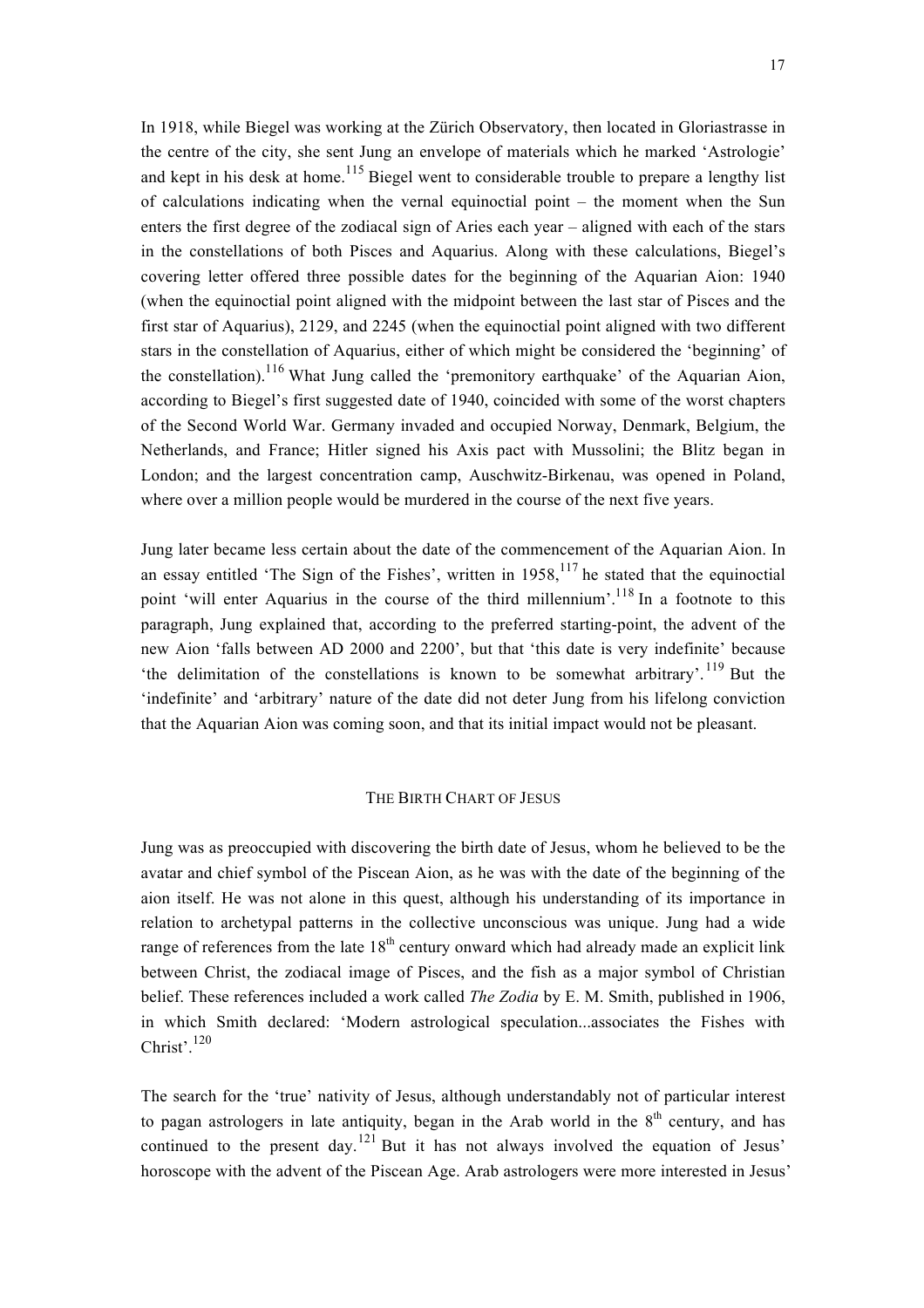In 1918, while Biegel was working at the Zürich Observatory, then located in Gloriastrasse in the centre of the city, she sent Jung an envelope of materials which he marked 'Astrologie' and kept in his desk at home.[115] Biegel went to considerable trouble to prepare a lengthy list of calculations indicating when the vernal equinoctial point – the moment when the Sun enters the first degree of the zodiacal sign of Aries each year – aligned with each of the stars in the constellations of both Pisces and Aquarius. Along with these calculations, Biegel's covering letter offered three possible dates for the beginning of the Aquarian Aion: 1940 (when the equinoctial point aligned with the midpoint between the last star of Pisces and the first star of Aquarius), 2129, and 2245 (when the equinoctial point aligned with two different stars in the constellation of Aquarius, either of which might be considered the 'beginning' of the constellation).[116] What Jung called the 'premonitory earthquake' of the Aquarian Aion, according to Biegel's first suggested date of 1940, coincided with some of the worst chapters of the Second World War. Germany invaded and occupied Norway, Denmark, Belgium, the Netherlands, and France; Hitler signed his Axis pact with Mussolini; the Blitz began in London; and the largest concentration camp, Auschwitz-Birkenau, was opened in Poland, where over a million people would be murdered in the course of the next five years.

Jung later became less certain about the date of the commencement of the Aquarian Aion. In an essay entitled 'The Sign of the Fishes', written in 1958,[117] he stated that the equinoctial point 'will enter Aquarius in the course of the third millennium'.[118] In a footnote to this paragraph, Jung explained that, according to the preferred starting-point, the advent of the new Aion 'falls between AD 2000 and 2200', but that 'this date is very indefinite' because 'the delimitation of the constellations is known to be somewhat arbitrary'.[119] But the 'indefinite' and 'arbitrary' nature of the date did not deter Jung from his lifelong conviction that the Aquarian Aion was coming soon, and that its initial impact would not be pleasant.

## The Birth Chart of Jesus

Jung was as preoccupied with discovering the birth date of Jesus, whom he believed to be the avatar and chief symbol of the Piscean Aion, as he was with the date of the beginning of the aion itself. He was not alone in this quest, although his understanding of its importance in relation to archetypal patterns in the collective unconscious was unique. Jung had a wide range of references from the late 18th century onward which had already made an explicit link between Christ, the zodiacal image of Pisces, and the fish as a major symbol of Christian belief. These references included a work called *The Zodia* by E. M. Smith, published in 1906, in which Smith declared: 'Modern astrological speculation...associates the Fishes with Christ'.[120]

The search for the 'true' nativity of Jesus, although understandably not of particular interest to pagan astrologers in late antiquity, began in the Arab world in the 8th century, and has continued to the present day.[121] But it has not always involved the equation of Jesus' horoscope with the advent of the Piscean Age. Arab astrologers were more interested in Jesus'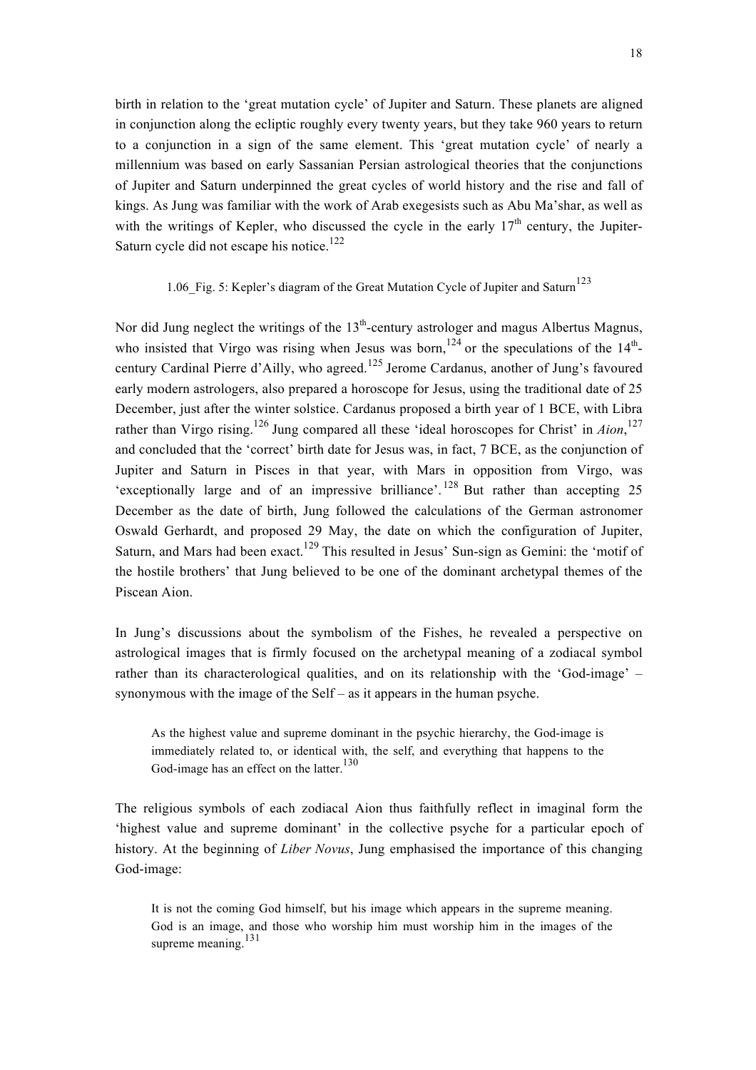birth in relation to the 'great mutation cycle' of Jupiter and Saturn. These planets are aligned in conjunction along the ecliptic roughly every twenty years, but they take 960 years to return to a conjunction in a sign of the same element. This 'great mutation cycle' of nearly a millennium was based on early Sassanian Persian astrological theories that the conjunctions of Jupiter and Saturn underpinned the great cycles of world history and the rise and fall of kings. As Jung was familiar with the work of Arab exegesists such as Abu Ma'shar, as well as with the writings of Kepler, who discussed the cycle in the early 17th century, the Jupiter-Saturn cycle did not escape his notice.[122]

1.06_Fig. 5: Kepler's diagram of the Great Mutation Cycle of Jupiter and Saturn[123]

Nor did Jung neglect the writings of the 13th-century astrologer and magus Albertus Magnus, who insisted that Virgo was rising when Jesus was born,[124] or the speculations of the 14th-century Cardinal Pierre d'Ailly, who agreed.[125] Jerome Cardanus, another of Jung's favoured early modern astrologers, also prepared a horoscope for Jesus, using the traditional date of 25 December, just after the winter solstice. Cardanus proposed a birth year of 1 BCE, with Libra rather than Virgo rising.[126] Jung compared all these 'ideal horoscopes for Christ' in *Aion*,[127] and concluded that the 'correct' birth date for Jesus was, in fact, 7 BCE, as the conjunction of Jupiter and Saturn in Pisces in that year, with Mars in opposition from Virgo, was 'exceptionally large and of an impressive brilliance'.[128] But rather than accepting 25 December as the date of birth, Jung followed the calculations of the German astronomer Oswald Gerhardt, and proposed 29 May, the date on which the configuration of Jupiter, Saturn, and Mars had been exact.[129] This resulted in Jesus' Sun-sign as Gemini: the 'motif of the hostile brothers' that Jung believed to be one of the dominant archetypal themes of the Piscean Aion.

In Jung's discussions about the symbolism of the Fishes, he revealed a perspective on astrological images that is firmly focused on the archetypal meaning of a zodiacal symbol rather than its characterological qualities, and on its relationship with the 'God-image' – synonymous with the image of the Self – as it appears in the human psyche.

> As the highest value and supreme dominant in the psychic hierarchy, the God-image is immediately related to, or identical with, the self, and everything that happens to the God-image has an effect on the latter.[130]

The religious symbols of each zodiacal Aion thus faithfully reflect in imaginal form the 'highest value and supreme dominant' in the collective psyche for a particular epoch of history. At the beginning of *Liber Novus*, Jung emphasised the importance of this changing God-image:

> It is not the coming God himself, but his image which appears in the supreme meaning. God is an image, and those who worship him must worship him in the images of the supreme meaning.[131]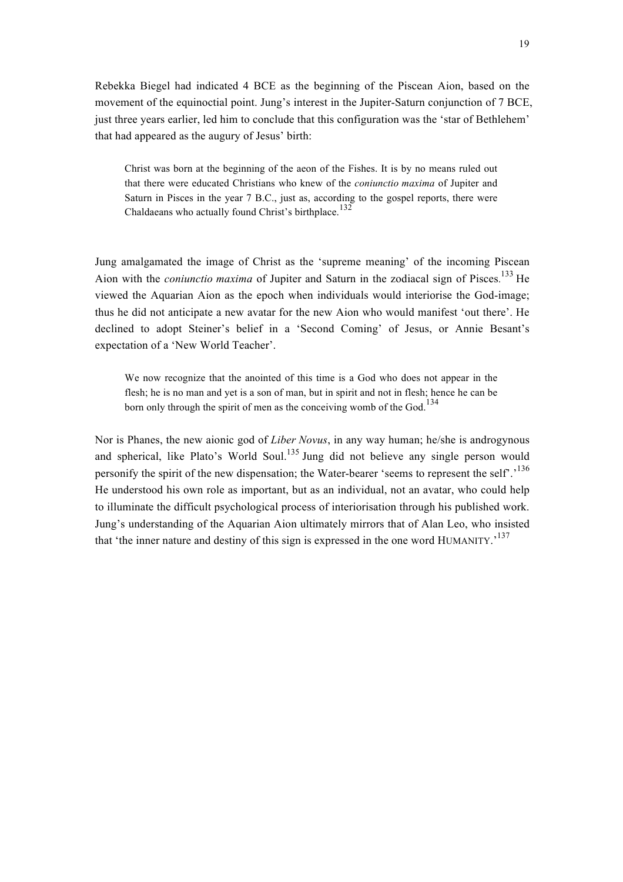Rebekka Biegel had indicated 4 BCE as the beginning of the Piscean Aion, based on the movement of the equinoctial point. Jung's interest in the Jupiter-Saturn conjunction of 7 BCE, just three years earlier, led him to conclude that this configuration was the 'star of Bethlehem' that had appeared as the augury of Jesus' birth:

> Christ was born at the beginning of the aeon of the Fishes. It is by no means ruled out that there were educated Christians who knew of the *coniunctio maxima* of Jupiter and Saturn in Pisces in the year 7 B.C., just as, according to the gospel reports, there were Chaldaeans who actually found Christ's birthplace.[132]

Jung amalgamated the image of Christ as the 'supreme meaning' of the incoming Piscean Aion with the *coniunctio maxima* of Jupiter and Saturn in the zodiacal sign of Pisces.[133] He viewed the Aquarian Aion as the epoch when individuals would interiorise the God-image; thus he did not anticipate a new avatar for the new Aion who would manifest 'out there'. He declined to adopt Steiner's belief in a 'Second Coming' of Jesus, or Annie Besant's expectation of a 'New World Teacher'.

> We now recognize that the anointed of this time is a God who does not appear in the flesh; he is no man and yet is a son of man, but in spirit and not in flesh; hence he can be born only through the spirit of men as the conceiving womb of the God.[134]

Nor is Phanes, the new aionic god of *Liber Novus*, in any way human; he/she is androgynous and spherical, like Plato's World Soul.[135] Jung did not believe any single person would personify the spirit of the new dispensation; the Water-bearer 'seems to represent the self'.'[136] He understood his own role as important, but as an individual, not an avatar, who could help to illuminate the difficult psychological process of interiorisation through his published work. Jung's understanding of the Aquarian Aion ultimately mirrors that of Alan Leo, who insisted that 'the inner nature and destiny of this sign is expressed in the one word HUMANITY.'[137]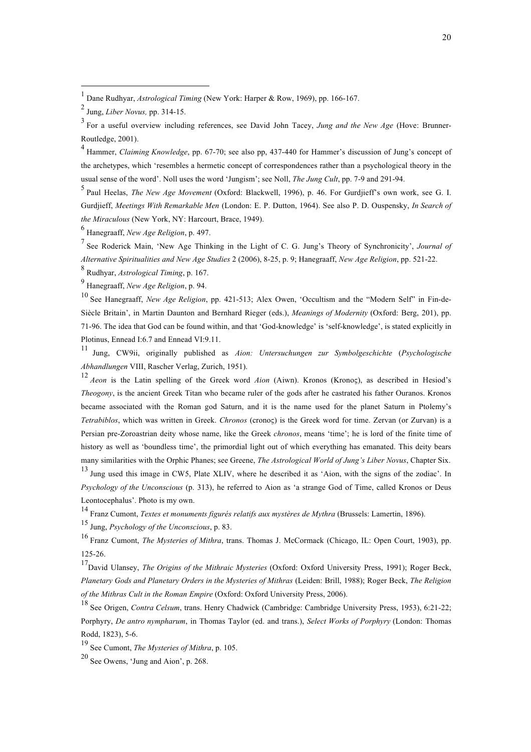[1] Dane Rudhyar, *Astrological Timing* (New York: Harper & Row, 1969), pp. 166-167.

[2] Jung, *Liber Novus,* pp. 314-15.

[3] For a useful overview including references, see David John Tacey, *Jung and the New Age* (Hove: Brunner-Routledge, 2001).

[4] Hammer, *Claiming Knowledge*, pp. 67-70; see also pp, 437-440 for Hammer's discussion of Jung's concept of the archetypes, which 'resembles a hermetic concept of correspondences rather than a psychological theory in the usual sense of the word'. Noll uses the word 'Jungism'; see Noll, *The Jung Cult*, pp. 7-9 and 291-94.

[5] Paul Heelas, *The New Age Movement* (Oxford: Blackwell, 1996), p. 46. For Gurdjieff's own work, see G. I. Gurdjieff, *Meetings With Remarkable Men* (London: E. P. Dutton, 1964). See also P. D. Ouspensky, *In Search of the Miraculous* (New York, NY: Harcourt, Brace, 1949).

[6] Hanegraaff, *New Age Religion*, p. 497.

[7] See Roderick Main, 'New Age Thinking in the Light of C. G. Jung's Theory of Synchronicity', *Journal of Alternative Spiritualities and New Age Studies* 2 (2006), 8-25, p. 9; Hanegraaff, *New Age Religion*, pp. 521-22.

[8] Rudhyar, *Astrological Timing*, p. 167.

[9] Hanegraaff, *New Age Religion*, p. 94.

[10] See Hanegraaff, *New Age Religion*, pp. 421-513; Alex Owen, 'Occultism and the "Modern Self" in Fin-de-Siècle Britain', in Martin Daunton and Bernhard Rieger (eds.), *Meanings of Modernity* (Oxford: Berg, 201), pp. 71-96. The idea that God can be found within, and that 'God-knowledge' is 'self-knowledge', is stated explicitly in Plotinus, Ennead I:6.7 and Ennead VI:9.11.

[11] Jung, CW9ii, originally published as *Aion: Untersuchungen zur Symbolgeschichte* (*Psychologische Abhandlungen* VIII, Rascher Verlag, Zurich, 1951).

[12] *Aeon* is the Latin spelling of the Greek word *Aion* (Aiwn). Kronos (Kronoς), as described in Hesiod's *Theogony*, is the ancient Greek Titan who became ruler of the gods after he castrated his father Ouranos. Kronos became associated with the Roman god Saturn, and it is the name used for the planet Saturn in Ptolemy's *Tetrabiblos*, which was written in Greek. *Chronos* (cronoς) is the Greek word for time. Zervan (or Zurvan) is a Persian pre-Zoroastrian deity whose name, like the Greek *chronos*, means 'time'; he is lord of the finite time of history as well as 'boundless time', the primordial light out of which everything has emanated. This deity bears many similarities with the Orphic Phanes; see Greene, *The Astrological World of Jung's Liber Novus*, Chapter Six.

[13] Jung used this image in CW5, Plate XLIV, where he described it as 'Aion, with the signs of the zodiac'. In *Psychology of the Unconscious* (p. 313), he referred to Aion as 'a strange God of Time, called Kronos or Deus Leontocephalus'. Photo is my own.

[14] Franz Cumont, *Textes et monuments figurés relatifs aux mystères de Mythra* (Brussels: Lamertin, 1896).

[15] Jung, *Psychology of the Unconscious*, p. 83.

[16] Franz Cumont, *The Mysteries of Mithra*, trans. Thomas J. McCormack (Chicago, IL: Open Court, 1903), pp. 125-26.

[17] David Ulansey, *The Origins of the Mithraic Mysteries* (Oxford: Oxford University Press, 1991); Roger Beck, *Planetary Gods and Planetary Orders in the Mysteries of Mithras* (Leiden: Brill, 1988); Roger Beck, *The Religion of the Mithras Cult in the Roman Empire* (Oxford: Oxford University Press, 2006).

[18] See Origen, *Contra Celsum*, trans. Henry Chadwick (Cambridge: Cambridge University Press, 1953), 6:21-22; Porphyry, *De antro nympharum*, in Thomas Taylor (ed. and trans.), *Select Works of Porphyry* (London: Thomas Rodd, 1823), 5-6.

[19] See Cumont, *The Mysteries of Mithra*, p. 105.

[20] See Owens, 'Jung and Aion', p. 268.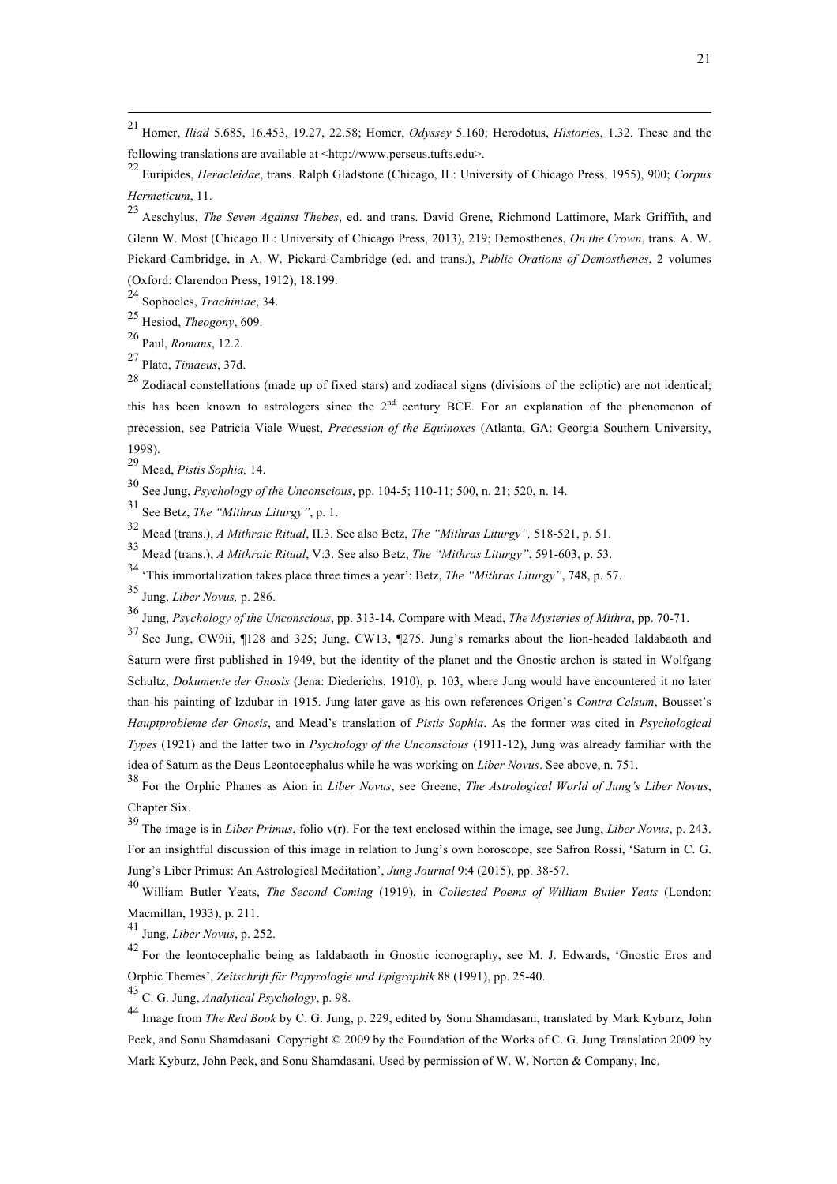[21] Homer, *Iliad* 5.685, 16.453, 19.27, 22.58; Homer, *Odyssey* 5.160; Herodotus, *Histories*, 1.32. These and the following translations are available at <http://www.perseus.tufts.edu>.

[22] Euripides, *Heracleidae*, trans. Ralph Gladstone (Chicago, IL: University of Chicago Press, 1955), 900; *Corpus Hermeticum*, 11.

[23] Aeschylus, *The Seven Against Thebes*, ed. and trans. David Grene, Richmond Lattimore, Mark Griffith, and Glenn W. Most (Chicago IL: University of Chicago Press, 2013), 219; Demosthenes, *On the Crown*, trans. A. W. Pickard-Cambridge, in A. W. Pickard-Cambridge (ed. and trans.), *Public Orations of Demosthenes*, 2 volumes (Oxford: Clarendon Press, 1912), 18.199.

[24] Sophocles, *Trachiniae*, 34.

[25] Hesiod, *Theogony*, 609.

[26] Paul, *Romans*, 12.2.

[27] Plato, *Timaeus*, 37d.

[28] Zodiacal constellations (made up of fixed stars) and zodiacal signs (divisions of the ecliptic) are not identical; this has been known to astrologers since the 2nd century BCE. For an explanation of the phenomenon of precession, see Patricia Viale Wuest, *Precession of the Equinoxes* (Atlanta, GA: Georgia Southern University, 1998).

[29] Mead, *Pistis Sophia,* 14.

[30] See Jung, *Psychology of the Unconscious*, pp. 104-5; 110-11; 500, n. 21; 520, n. 14.

[31] See Betz, *The "Mithras Liturgy"*, p. 1.

[32] Mead (trans.), *A Mithraic Ritual*, II.3. See also Betz, *The "Mithras Liturgy",* 518-521, p. 51.

[33] Mead (trans.), *A Mithraic Ritual*, V:3. See also Betz, *The "Mithras Liturgy"*, 591-603, p. 53.

[34] 'This immortalization takes place three times a year': Betz, *The "Mithras Liturgy"*, 748, p. 57.

[35] Jung, *Liber Novus,* p. 286.

[36] Jung, *Psychology of the Unconscious*, pp. 313-14. Compare with Mead, *The Mysteries of Mithra*, pp. 70-71.

[37] See Jung, CW9ii, ¶128 and 325; Jung, CW13, ¶275. Jung's remarks about the lion-headed Ialdabaoth and Saturn were first published in 1949, but the identity of the planet and the Gnostic archon is stated in Wolfgang Schultz, *Dokumente der Gnosis* (Jena: Diederichs, 1910), p. 103, where Jung would have encountered it no later than his painting of Izdubar in 1915. Jung later gave as his own references Origen's *Contra Celsum*, Bousset's *Hauptprobleme der Gnosis*, and Mead's translation of *Pistis Sophia*. As the former was cited in *Psychological Types* (1921) and the latter two in *Psychology of the Unconscious* (1911-12), Jung was already familiar with the idea of Saturn as the Deus Leontocephalus while he was working on *Liber Novus*. See above, n. 751.

[38] For the Orphic Phanes as Aion in *Liber Novus*, see Greene, *The Astrological World of Jung's Liber Novus*, Chapter Six.

[39] The image is in *Liber Primus*, folio v(r). For the text enclosed within the image, see Jung, *Liber Novus*, p. 243. For an insightful discussion of this image in relation to Jung's own horoscope, see Safron Rossi, 'Saturn in C. G. Jung's Liber Primus: An Astrological Meditation', *Jung Journal* 9:4 (2015), pp. 38-57.

[40] William Butler Yeats, *The Second Coming* (1919), in *Collected Poems of William Butler Yeats* (London: Macmillan, 1933), p. 211.

[41] Jung, *Liber Novus*, p. 252.

[42] For the leontocephalic being as Ialdabaoth in Gnostic iconography, see M. J. Edwards, 'Gnostic Eros and Orphic Themes', *Zeitschrift für Papyrologie und Epigraphik* 88 (1991), pp. 25-40.

[43] C. G. Jung, *Analytical Psychology*, p. 98.

[44] Image from *The Red Book* by C. G. Jung, p. 229, edited by Sonu Shamdasani, translated by Mark Kyburz, John Peck, and Sonu Shamdasani. Copyright © 2009 by the Foundation of the Works of C. G. Jung Translation 2009 by Mark Kyburz, John Peck, and Sonu Shamdasani. Used by permission of W. W. Norton & Company, Inc.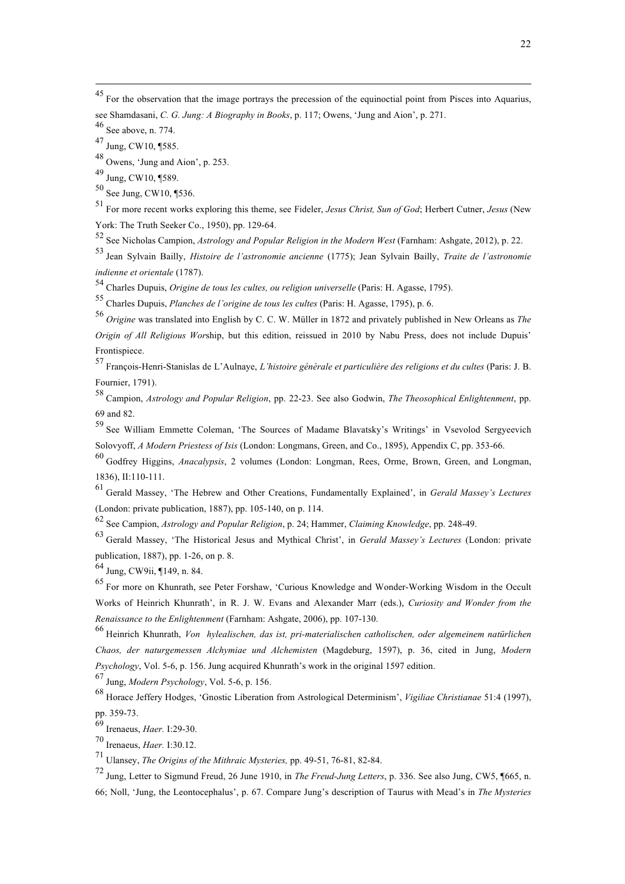[45] For the observation that the image portrays the precession of the equinoctial point from Pisces into Aquarius, see Shamdasani, *C. G. Jung: A Biography in Books*, p. 117; Owens, 'Jung and Aion', p. 271.

[46] See above, n. 774.

[47] Jung, CW10, ¶585.

[48] Owens, 'Jung and Aion', p. 253.

[49] Jung, CW10, ¶589.

[50] See Jung, CW10, ¶536.

[51] For more recent works exploring this theme, see Fideler, *Jesus Christ, Sun of God*; Herbert Cutner, *Jesus* (New York: The Truth Seeker Co., 1950), pp. 129-64.

[52] See Nicholas Campion, *Astrology and Popular Religion in the Modern West* (Farnham: Ashgate, 2012), p. 22.

[53] Jean Sylvain Bailly, *Histoire de l'astronomie ancienne* (1775); Jean Sylvain Bailly, *Traite de l'astronomie indienne et orientale* (1787).

[54] Charles Dupuis, *Origine de tous les cultes, ou religion universelle* (Paris: H. Agasse, 1795).

[55] Charles Dupuis, *Planches de l'origine de tous les cultes* (Paris: H. Agasse, 1795), p. 6.

[56] *Origine* was translated into English by C. C. W. Müller in 1872 and privately published in New Orleans as *The Origin of All Religious Wor*ship, but this edition, reissued in 2010 by Nabu Press, does not include Dupuis' Frontispiece.

[57] François-Henri-Stanislas de L'Aulnaye, *L'histoire générale et particulière des religions et du cultes* (Paris: J. B. Fournier, 1791).

[58] Campion, *Astrology and Popular Religion*, pp. 22-23. See also Godwin, *The Theosophical Enlightenment*, pp. 69 and 82.

[59] See William Emmette Coleman, 'The Sources of Madame Blavatsky's Writings' in Vsevolod Sergyeevich Solovyoff, *A Modern Priestess of Isis* (London: Longmans, Green, and Co., 1895), Appendix C, pp. 353-66.

[60] Godfrey Higgins, *Anacalypsis*, 2 volumes (London: Longman, Rees, Orme, Brown, Green, and Longman, 1836), II:110-111.

[61] Gerald Massey, 'The Hebrew and Other Creations, Fundamentally Explained', in *Gerald Massey's Lectures* (London: private publication, 1887), pp. 105-140, on p. 114.

[62] See Campion, *Astrology and Popular Religion*, p. 24; Hammer, *Claiming Knowledge*, pp. 248-49.

[63] Gerald Massey, 'The Historical Jesus and Mythical Christ', in *Gerald Massey's Lectures* (London: private publication, 1887), pp. 1-26, on p. 8.

[64] Jung, CW9ii, ¶149, n. 84.

[65] For more on Khunrath, see Peter Forshaw, 'Curious Knowledge and Wonder-Working Wisdom in the Occult Works of Heinrich Khunrath', in R. J. W. Evans and Alexander Marr (eds.), *Curiosity and Wonder from the Renaissance to the Enlightenment* (Farnham: Ashgate, 2006), pp. 107-130.

[66] Heinrich Khunrath, *Von hylealischen, das ist, pri-materialischen catholischen, oder algemeinem natürlichen Chaos, der naturgemessen Alchymiae und Alchemisten* (Magdeburg, 1597), p. 36, cited in Jung, *Modern Psychology*, Vol. 5-6, p. 156. Jung acquired Khunrath's work in the original 1597 edition.

[67] Jung, *Modern Psychology*, Vol. 5-6, p. 156.

[68] Horace Jeffery Hodges, 'Gnostic Liberation from Astrological Determinism', *Vigiliae Christianae* 51:4 (1997), pp. 359-73.

[69] Irenaeus, *Haer.* I:29-30.

[70] Irenaeus, *Haer.* I:30.12.

[71] Ulansey, *The Origins of the Mithraic Mysteries,* pp. 49-51, 76-81, 82-84.

[72] Jung, Letter to Sigmund Freud, 26 June 1910, in *The Freud-Jung Letters*, p. 336. See also Jung, CW5, ¶665, n. 66; Noll, 'Jung, the Leontocephalus', p. 67. Compare Jung's description of Taurus with Mead's in *The Mysteries*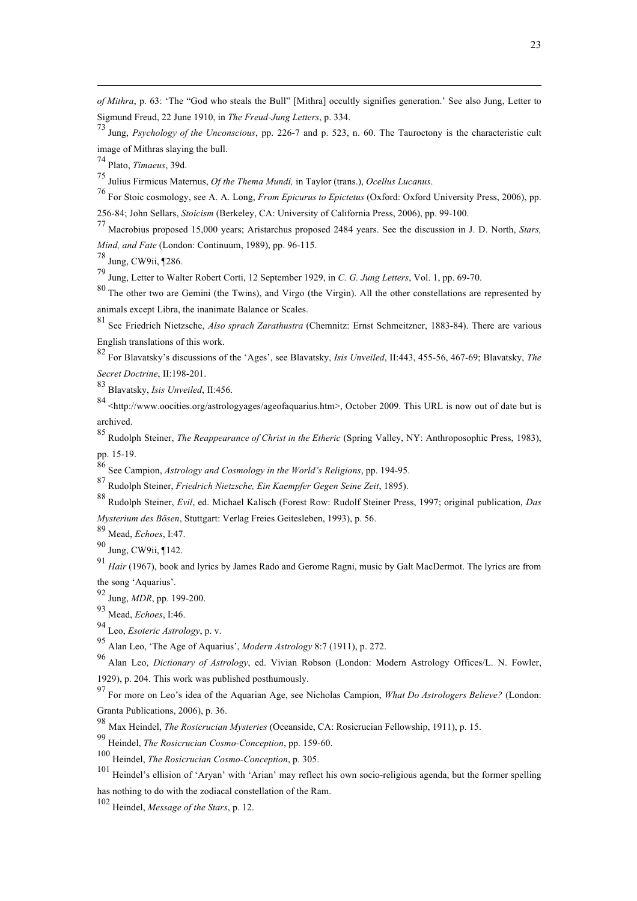*of Mithra*, p. 63: 'The "God who steals the Bull" [Mithra] occultly signifies generation.' See also Jung, Letter to Sigmund Freud, 22 June 1910, in *The Freud-Jung Letters*, p. 334.

[73] Jung, *Psychology of the Unconscious*, pp. 226-7 and p. 523, n. 60. The Tauroctony is the characteristic cult image of Mithras slaying the bull.

[74] Plato, *Timaeus*, 39d.

[75] Julius Firmicus Maternus, *Of the Thema Mundi,* in Taylor (trans.), *Ocellus Lucanus*.

[76] For Stoic cosmology, see A. A. Long, *From Epicurus to Epictetus* (Oxford: Oxford University Press, 2006), pp. 256-84; John Sellars, *Stoicism* (Berkeley, CA: University of California Press, 2006), pp. 99-100.

[77] Macrobius proposed 15,000 years; Aristarchus proposed 2484 years. See the discussion in J. D. North, *Stars, Mind, and Fate* (London: Continuum, 1989), pp. 96-115.

[78] Jung, CW9ii, ¶286.

[79] Jung, Letter to Walter Robert Corti, 12 September 1929, in *C. G. Jung Letters*, Vol. 1, pp. 69-70.

[80] The other two are Gemini (the Twins), and Virgo (the Virgin). All the other constellations are represented by animals except Libra, the inanimate Balance or Scales.

[81] See Friedrich Nietzsche, *Also sprach Zarathustra* (Chemnitz: Ernst Schmeitzner, 1883-84). There are various English translations of this work.

[82] For Blavatsky's discussions of the 'Ages', see Blavatsky, *Isis Unveiled*, II:443, 455-56, 467-69; Blavatsky, *The Secret Doctrine*, II:198-201.

[83] Blavatsky, *Isis Unveiled*, II:456.

[84] <http://www.oocities.org/astrologyages/ageofaquarius.htm>, October 2009. This URL is now out of date but is archived.

[85] Rudolph Steiner, *The Reappearance of Christ in the Etheric* (Spring Valley, NY: Anthroposophic Press, 1983), pp. 15-19.

[86] See Campion, *Astrology and Cosmology in the World's Religions*, pp. 194-95.

[87] Rudolph Steiner, *Friedrich Nietzsche, Ein Kaempfer Gegen Seine Zeit*, 1895).

[88] Rudolph Steiner, *Evil*, ed. Michael Kalisch (Forest Row: Rudolf Steiner Press, 1997; original publication, *Das Mysterium des Bösen*, Stuttgart: Verlag Freies Geitesleben, 1993), p. 56.

[89] Mead, *Echoes*, I:47.

[90] Jung, CW9ii, ¶142.

[91] *Hair* (1967), book and lyrics by James Rado and Gerome Ragni, music by Galt MacDermot. The lyrics are from the song 'Aquarius'.

[92] Jung, *MDR*, pp. 199-200.

[93] Mead, *Echoes*, I:46.

[94] Leo, *Esoteric Astrology*, p. v.

[95] Alan Leo, 'The Age of Aquarius', *Modern Astrology* 8:7 (1911), p. 272.

[96] Alan Leo, *Dictionary of Astrology*, ed. Vivian Robson (London: Modern Astrology Offices/L. N. Fowler, 1929), p. 204. This work was published posthumously.

[97] For more on Leo's idea of the Aquarian Age, see Nicholas Campion, *What Do Astrologers Believe?* (London: Granta Publications, 2006), p. 36.

[98] Max Heindel, *The Rosicrucian Mysteries* (Oceanside, CA: Rosicrucian Fellowship, 1911), p. 15.

[99] Heindel, *The Rosicrucian Cosmo-Conception*, pp. 159-60.

[100] Heindel, *The Rosicrucian Cosmo-Conception*, p. 305.

[101] Heindel's ellision of 'Aryan' with 'Arian' may reflect his own socio-religious agenda, but the former spelling has nothing to do with the zodiacal constellation of the Ram.

[102] Heindel, *Message of the Stars*, p. 12.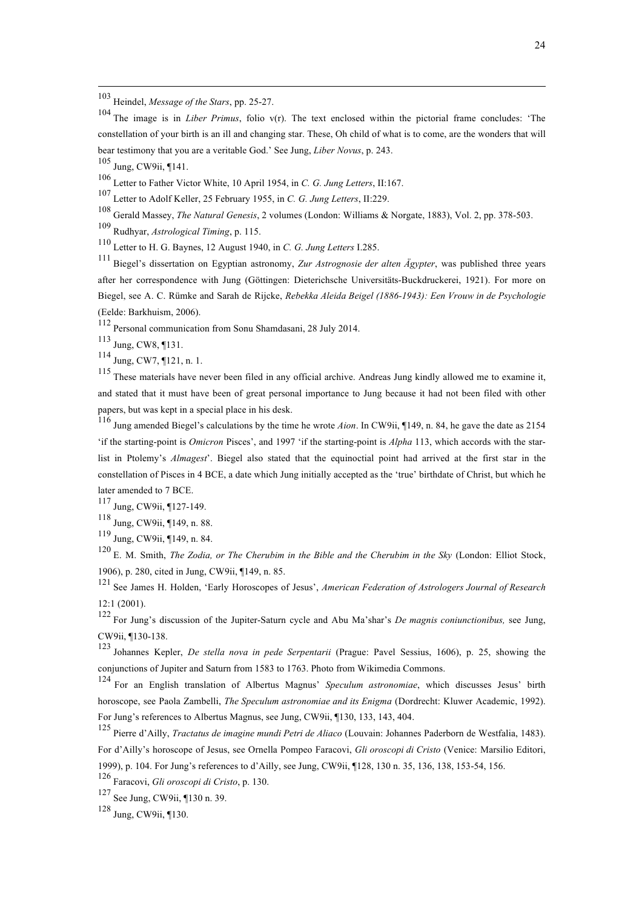[103] Heindel, *Message of the Stars*, pp. 25-27.

[104] The image is in *Liber Primus*, folio v(r). The text enclosed within the pictorial frame concludes: 'The constellation of your birth is an ill and changing star. These, Oh child of what is to come, are the wonders that will bear testimony that you are a veritable God.' See Jung, *Liber Novus*, p. 243.

[105] Jung, CW9ii, ¶141.

[106] Letter to Father Victor White, 10 April 1954, in *C. G. Jung Letters*, II:167.

[107] Letter to Adolf Keller, 25 February 1955, in *C. G. Jung Letters*, II:229.

[108] Gerald Massey, *The Natural Genesis*, 2 volumes (London: Williams & Norgate, 1883), Vol. 2, pp. 378-503.

[109] Rudhyar, *Astrological Timing*, p. 115.

[110] Letter to H. G. Baynes, 12 August 1940, in *C. G. Jung Letters* I.285.

[111] Biegel's dissertation on Egyptian astronomy, *Zur Astrognosie der alten Ägypter*, was published three years after her correspondence with Jung (Göttingen: Dieterichsche Universitäts-Buckdruckerei, 1921). For more on Biegel, see A. C. Rümke and Sarah de Rijcke, *Rebekka Aleida Beigel (1886-1943): Een Vrouw in de Psychologie* (Eelde: Barkhuism, 2006).

[112] Personal communication from Sonu Shamdasani, 28 July 2014.

[113] Jung, CW8, ¶131.

[114] Jung, CW7, ¶121, n. 1.

[115] These materials have never been filed in any official archive. Andreas Jung kindly allowed me to examine it, and stated that it must have been of great personal importance to Jung because it had not been filed with other papers, but was kept in a special place in his desk.

[116] Jung amended Biegel's calculations by the time he wrote *Aion*. In CW9ii, ¶149, n. 84, he gave the date as 2154 'if the starting-point is *Omicron* Pisces', and 1997 'if the starting-point is *Alpha* 113, which accords with the star-list in Ptolemy's *Almagest*'. Biegel also stated that the equinoctial point had arrived at the first star in the constellation of Pisces in 4 BCE, a date which Jung initially accepted as the 'true' birthdate of Christ, but which he later amended to 7 BCE.

[117] Jung, CW9ii, ¶127-149.

[118] Jung, CW9ii, ¶149, n. 88.

[119] Jung, CW9ii, ¶149, n. 84.

[120] E. M. Smith, *The Zodia, or The Cherubim in the Bible and the Cherubim in the Sky* (London: Elliot Stock, 1906), p. 280, cited in Jung, CW9ii, ¶149, n. 85.

[121] See James H. Holden, 'Early Horoscopes of Jesus', *American Federation of Astrologers Journal of Research* 12:1 (2001).

[122] For Jung's discussion of the Jupiter-Saturn cycle and Abu Ma'shar's *De magnis coniunctionibus,* see Jung, CW9ii, ¶130-138.

[123] Johannes Kepler, *De stella nova in pede Serpentarii* (Prague: Pavel Sessius, 1606), p. 25, showing the conjunctions of Jupiter and Saturn from 1583 to 1763. Photo from Wikimedia Commons.

[124] For an English translation of Albertus Magnus' *Speculum astronomiae*, which discusses Jesus' birth horoscope, see Paola Zambelli, *The Speculum astronomiae and its Enigma* (Dordrecht: Kluwer Academic, 1992). For Jung's references to Albertus Magnus, see Jung, CW9ii, ¶130, 133, 143, 404.

[125] Pierre d'Ailly, *Tractatus de imagine mundi Petri de Aliaco* (Louvain: Johannes Paderborn de Westfalia, 1483). For d'Ailly's horoscope of Jesus, see Ornella Pompeo Faracovi, *Gli oroscopi di Cristo* (Venice: Marsilio Editori, 1999), p. 104. For Jung's references to d'Ailly, see Jung, CW9ii, ¶128, 130 n. 35, 136, 138, 153-54, 156.

[126] Faracovi, *Gli oroscopi di Cristo*, p. 130.

[127] See Jung, CW9ii, ¶130 n. 39.

[128] Jung, CW9ii, ¶130.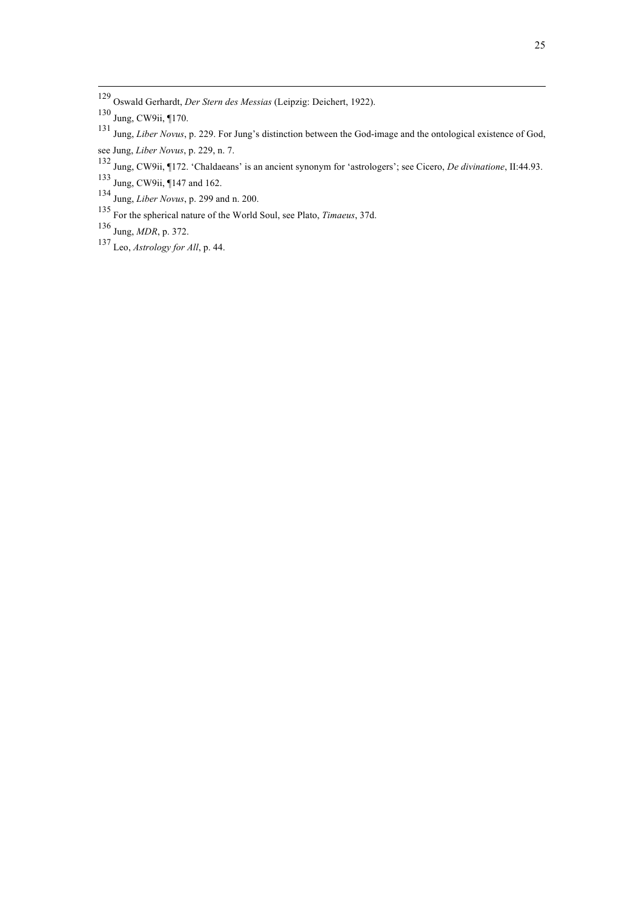[129] Oswald Gerhardt, *Der Stern des Messias* (Leipzig: Deichert, 1922).

[130] Jung, CW9ii, ¶170.

[131] Jung, *Liber Novus*, p. 229. For Jung's distinction between the God-image and the ontological existence of God, see Jung, *Liber Novus*, p. 229, n. 7.

[132] Jung, CW9ii, ¶172. 'Chaldaeans' is an ancient synonym for 'astrologers'; see Cicero, *De divinatione*, II:44.93.

[133] Jung, CW9ii, ¶147 and 162.

[134] Jung, *Liber Novus*, p. 299 and n. 200.

[135] For the spherical nature of the World Soul, see Plato, *Timaeus*, 37d.

[136] Jung, *MDR*, p. 372.

[137] Leo, *Astrology for All*, p. 44.